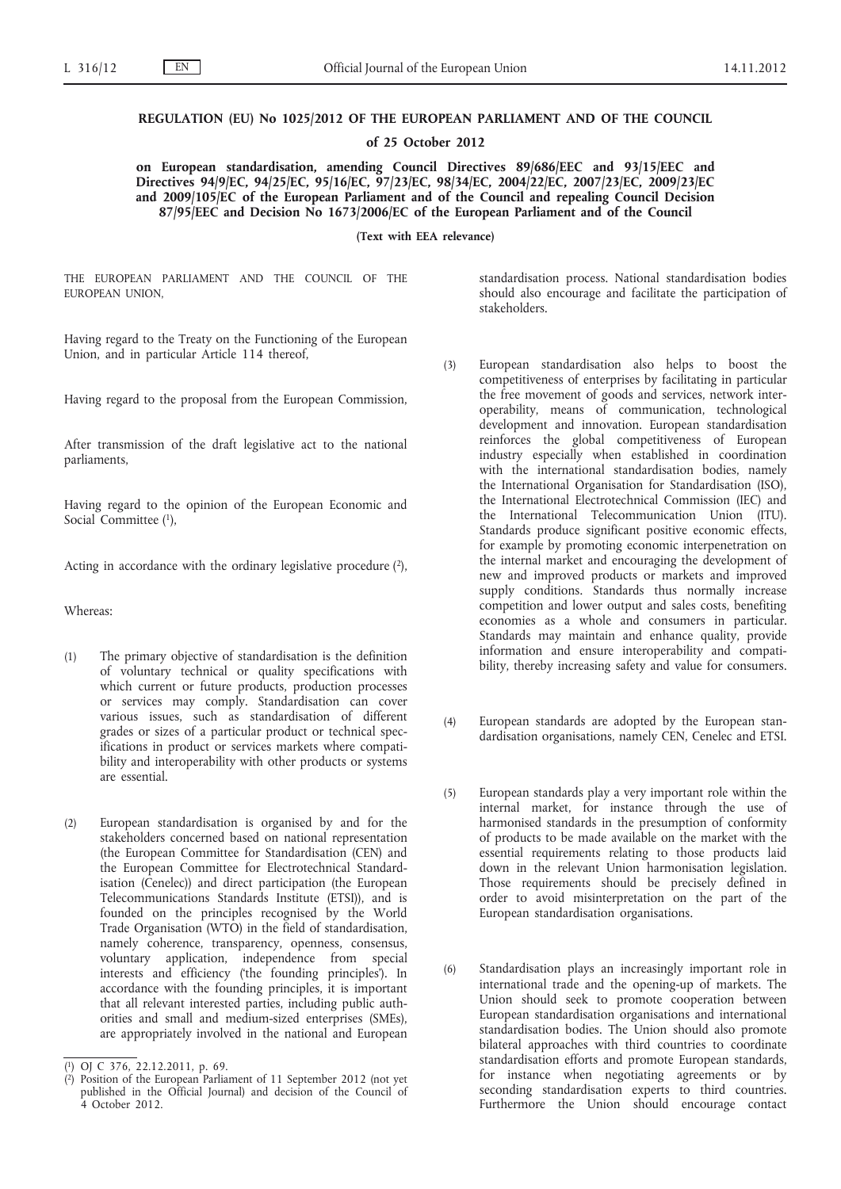**REGULATION (EU) No 1025/2012 OF THE EUROPEAN PARLIAMENT AND OF THE COUNCIL**

**of 25 October 2012**

**on European standardisation, amending Council Directives 89/686/EEC and 93/15/EEC and Directives 94/9/EC, 94/25/EC, 95/16/EC, 97/23/EC, 98/34/EC, 2004/22/EC, 2007/23/EC, 2009/23/EC and 2009/105/EC of the European Parliament and of the Council and repealing Council Decision 87/95/EEC and Decision No 1673/2006/EC of the European Parliament and of the Council**

**(Text with EEA relevance)**

THE EUROPEAN PARLIAMENT AND THE COUNCIL OF THE EUROPEAN UNION,

Having regard to the Treaty on the Functioning of the European Union, and in particular Article 114 thereof,

Having regard to the proposal from the European Commission,

After transmission of the draft legislative act to the national parliaments,

Having regard to the opinion of the European Economic and Social Committee [1],

Acting in accordance with the ordinary legislative procedure [2],

Whereas:

(1) The primary objective of standardisation is the definition of voluntary technical or quality specifications with which current or future products, production processes or services may comply. Standardisation can cover various issues, such as standardisation of different grades or sizes of a particular product or technical specifications in product or services markets where compatibility and interoperability with other products or systems are essential.

(2) European standardisation is organised by and for the stakeholders concerned based on national representation (the European Committee for Standardisation (CEN) and the European Committee for Electrotechnical Standardisation (Cenelec)) and direct participation (the European Telecommunications Standards Institute (ETSI)), and is founded on the principles recognised by the World Trade Organisation (WTO) in the field of standardisation, namely coherence, transparency, openness, consensus, voluntary application, independence from special interests and efficiency ('the founding principles'). In accordance with the founding principles, it is important that all relevant interested parties, including public authorities and small and medium-sized enterprises (SMEs), are appropriately involved in the national and European standardisation process. National standardisation bodies should also encourage and facilitate the participation of stakeholders.

(3) European standardisation also helps to boost the competitiveness of enterprises by facilitating in particular the free movement of goods and services, network interoperability, means of communication, technological development and innovation. European standardisation reinforces the global competitiveness of European industry especially when established in coordination with the international standardisation bodies, namely the International Organisation for Standardisation (ISO), the International Electrotechnical Commission (IEC) and the International Telecommunication Union (ITU). Standards produce significant positive economic effects, for example by promoting economic interpenetration on the internal market and encouraging the development of new and improved products or markets and improved supply conditions. Standards thus normally increase competition and lower output and sales costs, benefiting economies as a whole and consumers in particular. Standards may maintain and enhance quality, provide information and ensure interoperability and compatibility, thereby increasing safety and value for consumers.

(4) European standards are adopted by the European standardisation organisations, namely CEN, Cenelec and ETSI.

(5) European standards play a very important role within the internal market, for instance through the use of harmonised standards in the presumption of conformity of products to be made available on the market with the essential requirements relating to those products laid down in the relevant Union harmonisation legislation. Those requirements should be precisely defined in order to avoid misinterpretation on the part of the European standardisation organisations.

(6) Standardisation plays an increasingly important role in international trade and the opening-up of markets. The Union should seek to promote cooperation between European standardisation organisations and international standardisation bodies. The Union should also promote bilateral approaches with third countries to coordinate standardisation efforts and promote European standards, for instance when negotiating agreements or by seconding standardisation experts to third countries. Furthermore the Union should encourage contact

---

[1] OJ C 376, 22.12.2011, p. 69.

[2] Position of the European Parliament of 11 September 2012 (not yet published in the Official Journal) and decision of the Council of 4 October 2012.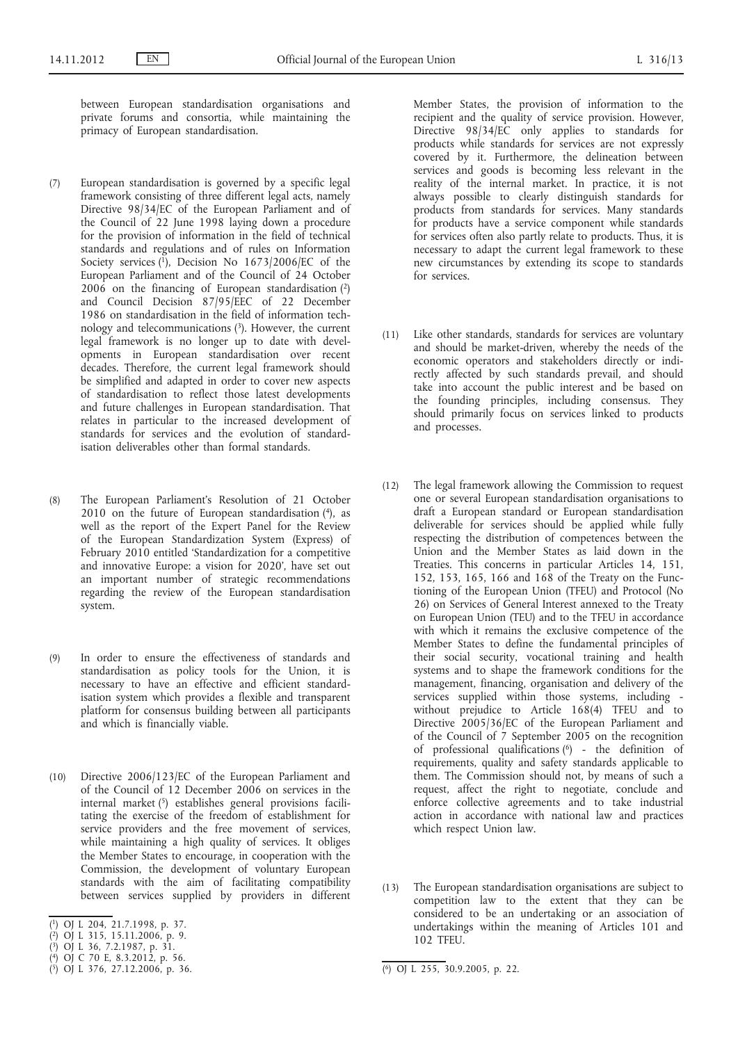between European standardisation organisations and private forums and consortia, while maintaining the primacy of European standardisation.

(7) European standardisation is governed by a specific legal framework consisting of three different legal acts, namely Directive 98/34/EC of the European Parliament and of the Council of 22 June 1998 laying down a procedure for the provision of information in the field of technical standards and regulations and of rules on Information Society services [1], Decision No 1673/2006/EC of the European Parliament and of the Council of 24 October 2006 on the financing of European standardisation [2] and Council Decision 87/95/EEC of 22 December 1986 on standardisation in the field of information technology and telecommunications [3]. However, the current legal framework is no longer up to date with developments in European standardisation over recent decades. Therefore, the current legal framework should be simplified and adapted in order to cover new aspects of standardisation to reflect those latest developments and future challenges in European standardisation. That relates in particular to the increased development of standards for services and the evolution of standardisation deliverables other than formal standards.

(8) The European Parliament's Resolution of 21 October 2010 on the future of European standardisation [4], as well as the report of the Expert Panel for the Review of the European Standardization System (Express) of February 2010 entitled 'Standardization for a competitive and innovative Europe: a vision for 2020', have set out an important number of strategic recommendations regarding the review of the European standardisation system.

(9) In order to ensure the effectiveness of standards and standardisation as policy tools for the Union, it is necessary to have an effective and efficient standardisation system which provides a flexible and transparent platform for consensus building between all participants and which is financially viable.

(10) Directive 2006/123/EC of the European Parliament and of the Council of 12 December 2006 on services in the internal market [5] establishes general provisions facilitating the exercise of the freedom of establishment for service providers and the free movement of services, while maintaining a high quality of services. It obliges the Member States to encourage, in cooperation with the Commission, the development of voluntary European standards with the aim of facilitating compatibility between services supplied by providers in different Member States, the provision of information to the recipient and the quality of service provision. However, Directive 98/34/EC only applies to standards for products while standards for services are not expressly covered by it. Furthermore, the delineation between services and goods is becoming less relevant in the reality of the internal market. In practice, it is not always possible to clearly distinguish standards for products from standards for services. Many standards for products have a service component while standards for services often also partly relate to products. Thus, it is necessary to adapt the current legal framework to these new circumstances by extending its scope to standards for services.

(11) Like other standards, standards for services are voluntary and should be market-driven, whereby the needs of the economic operators and stakeholders directly or indirectly affected by such standards prevail, and should take into account the public interest and be based on the founding principles, including consensus. They should primarily focus on services linked to products and processes.

(12) The legal framework allowing the Commission to request one or several European standardisation organisations to draft a European standard or European standardisation deliverable for services should be applied while fully respecting the distribution of competences between the Union and the Member States as laid down in the Treaties. This concerns in particular Articles 14, 151, 152, 153, 165, 166 and 168 of the Treaty on the Functioning of the European Union (TFEU) and Protocol (No 26) on Services of General Interest annexed to the Treaty on European Union (TEU) and to the TFEU in accordance with which it remains the exclusive competence of the Member States to define the fundamental principles of their social security, vocational training and health systems and to shape the framework conditions for the management, financing, organisation and delivery of the services supplied within those systems, including - without prejudice to Article 168(4) TFEU and to Directive 2005/36/EC of the European Parliament and of the Council of 7 September 2005 on the recognition of professional qualifications [6] - the definition of requirements, quality and safety standards applicable to them. The Commission should not, by means of such a request, affect the right to negotiate, conclude and enforce collective agreements and to take industrial action in accordance with national law and practices which respect Union law.

(13) The European standardisation organisations are subject to competition law to the extent that they can be considered to be an undertaking or an association of undertakings within the meaning of Articles 101 and 102 TFEU.

---

[1] OJ L 204, 21.7.1998, p. 37.

[2] OJ L 315, 15.11.2006, p. 9.

[3] OJ L 36, 7.2.1987, p. 31.

[4] OJ C 70 E, 8.3.2012, p. 56.

[5] OJ L 376, 27.12.2006, p. 36.

[6] OJ L 255, 30.9.2005, p. 22.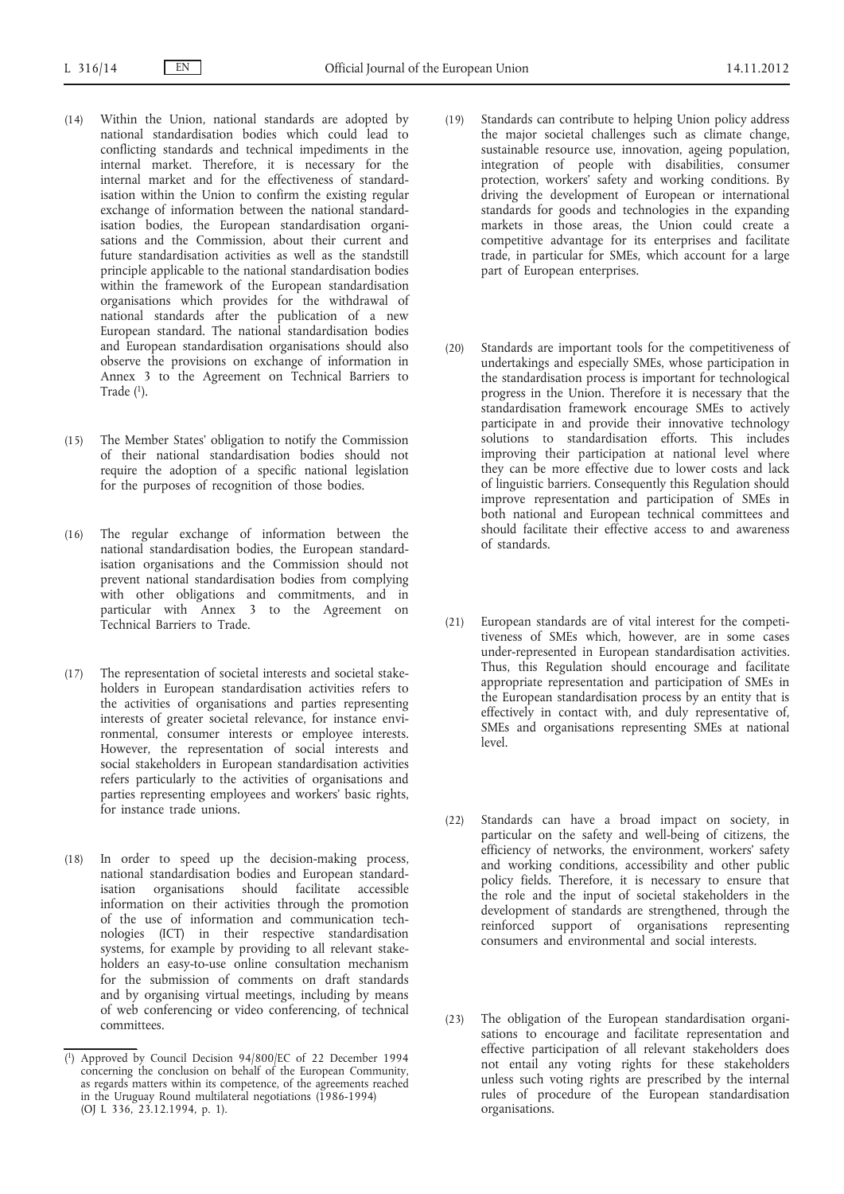(14) Within the Union, national standards are adopted by national standardisation bodies which could lead to conflicting standards and technical impediments in the internal market. Therefore, it is necessary for the internal market and for the effectiveness of standardisation within the Union to confirm the existing regular exchange of information between the national standardisation bodies, the European standardisation organisations and the Commission, about their current and future standardisation activities as well as the standstill principle applicable to the national standardisation bodies within the framework of the European standardisation organisations which provides for the withdrawal of national standards after the publication of a new European standard. The national standardisation bodies and European standardisation organisations should also observe the provisions on exchange of information in Annex 3 to the Agreement on Technical Barriers to Trade [1].

(15) The Member States' obligation to notify the Commission of their national standardisation bodies should not require the adoption of a specific national legislation for the purposes of recognition of those bodies.

(16) The regular exchange of information between the national standardisation bodies, the European standardisation organisations and the Commission should not prevent national standardisation bodies from complying with other obligations and commitments, and in particular with Annex 3 to the Agreement on Technical Barriers to Trade.

(17) The representation of societal interests and societal stakeholders in European standardisation activities refers to the activities of organisations and parties representing interests of greater societal relevance, for instance environmental, consumer interests or employee interests. However, the representation of social interests and social stakeholders in European standardisation activities refers particularly to the activities of organisations and parties representing employees and workers' basic rights, for instance trade unions.

(18) In order to speed up the decision-making process, national standardisation bodies and European standardisation organisations should facilitate accessible information on their activities through the promotion of the use of information and communication technologies (ICT) in their respective standardisation systems, for example by providing to all relevant stakeholders an easy-to-use online consultation mechanism for the submission of comments on draft standards and by organising virtual meetings, including by means of web conferencing or video conferencing, of technical committees.

(19) Standards can contribute to helping Union policy address the major societal challenges such as climate change, sustainable resource use, innovation, ageing population, integration of people with disabilities, consumer protection, workers' safety and working conditions. By driving the development of European or international standards for goods and technologies in the expanding markets in those areas, the Union could create a competitive advantage for its enterprises and facilitate trade, in particular for SMEs, which account for a large part of European enterprises.

(20) Standards are important tools for the competitiveness of undertakings and especially SMEs, whose participation in the standardisation process is important for technological progress in the Union. Therefore it is necessary that the standardisation framework encourage SMEs to actively participate in and provide their innovative technology solutions to standardisation efforts. This includes improving their participation at national level where they can be more effective due to lower costs and lack of linguistic barriers. Consequently this Regulation should improve representation and participation of SMEs in both national and European technical committees and should facilitate their effective access to and awareness of standards.

(21) European standards are of vital interest for the competitiveness of SMEs which, however, are in some cases under-represented in European standardisation activities. Thus, this Regulation should encourage and facilitate appropriate representation and participation of SMEs in the European standardisation process by an entity that is effectively in contact with, and duly representative of, SMEs and organisations representing SMEs at national level.

(22) Standards can have a broad impact on society, in particular on the safety and well-being of citizens, the efficiency of networks, the environment, workers' safety and working conditions, accessibility and other public policy fields. Therefore, it is necessary to ensure that the role and the input of societal stakeholders in the development of standards are strengthened, through the reinforced support of organisations representing consumers and environmental and social interests.

(23) The obligation of the European standardisation organisations to encourage and facilitate representation and effective participation of all relevant stakeholders does not entail any voting rights for these stakeholders unless such voting rights are prescribed by the internal rules of procedure of the European standardisation organisations.

---

[1] Approved by Council Decision 94/800/EC of 22 December 1994 concerning the conclusion on behalf of the European Community, as regards matters within its competence, of the agreements reached in the Uruguay Round multilateral negotiations (1986-1994) (OJ L 336, 23.12.1994, p. 1).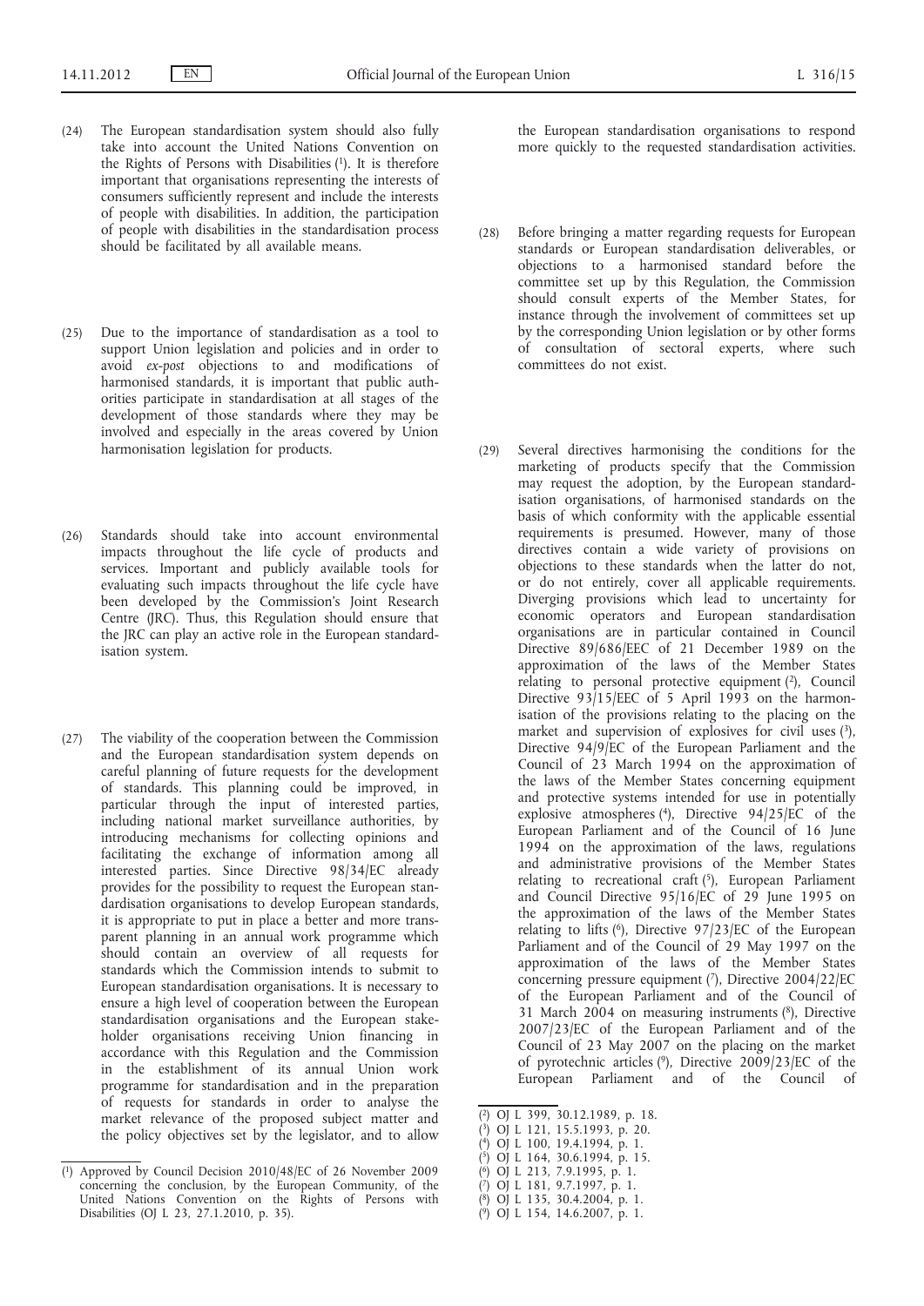(24) The European standardisation system should also fully take into account the United Nations Convention on the Rights of Persons with Disabilities [1]. It is therefore important that organisations representing the interests of consumers sufficiently represent and include the interests of people with disabilities. In addition, the participation of people with disabilities in the standardisation process should be facilitated by all available means.

(25) Due to the importance of standardisation as a tool to support Union legislation and policies and in order to avoid *ex-post* objections to and modifications of harmonised standards, it is important that public authorities participate in standardisation at all stages of the development of those standards where they may be involved and especially in the areas covered by Union harmonisation legislation for products.

(26) Standards should take into account environmental impacts throughout the life cycle of products and services. Important and publicly available tools for evaluating such impacts throughout the life cycle have been developed by the Commission's Joint Research Centre (JRC). Thus, this Regulation should ensure that the JRC can play an active role in the European standardisation system.

(27) The viability of the cooperation between the Commission and the European standardisation system depends on careful planning of future requests for the development of standards. This planning could be improved, in particular through the input of interested parties, including national market surveillance authorities, by introducing mechanisms for collecting opinions and facilitating the exchange of information among all interested parties. Since Directive 98/34/EC already provides for the possibility to request the European standardisation organisations to develop European standards, it is appropriate to put in place a better and more transparent planning in an annual work programme which should contain an overview of all requests for standards which the Commission intends to submit to European standardisation organisations. It is necessary to ensure a high level of cooperation between the European standardisation organisations and the European stakeholder organisations receiving Union financing in accordance with this Regulation and the Commission in the establishment of its annual Union work programme for standardisation and in the preparation of requests for standards in order to analyse the market relevance of the proposed subject matter and the policy objectives set by the legislator, and to allow the European standardisation organisations to respond more quickly to the requested standardisation activities.

(28) Before bringing a matter regarding requests for European standards or European standardisation deliverables, or objections to a harmonised standard before the committee set up by this Regulation, the Commission should consult experts of the Member States, for instance through the involvement of committees set up by the corresponding Union legislation or by other forms of consultation of sectoral experts, where such committees do not exist.

(29) Several directives harmonising the conditions for the marketing of products specify that the Commission may request the adoption, by the European standardisation organisations, of harmonised standards on the basis of which conformity with the applicable essential requirements is presumed. However, many of those directives contain a wide variety of provisions on objections to these standards when the latter do not, or do not entirely, cover all applicable requirements. Diverging provisions which lead to uncertainty for economic operators and European standardisation organisations are in particular contained in Council Directive 89/686/EEC of 21 December 1989 on the approximation of the laws of the Member States relating to personal protective equipment [2], Council Directive 93/15/EEC of 5 April 1993 on the harmonisation of the provisions relating to the placing on the market and supervision of explosives for civil uses [3], Directive 94/9/EC of the European Parliament and the Council of 23 March 1994 on the approximation of the laws of the Member States concerning equipment and protective systems intended for use in potentially explosive atmospheres [4], Directive 94/25/EC of the European Parliament and of the Council of 16 June 1994 on the approximation of the laws, regulations and administrative provisions of the Member States relating to recreational craft [5], European Parliament and Council Directive 95/16/EC of 29 June 1995 on the approximation of the laws of the Member States relating to lifts [6], Directive 97/23/EC of the European Parliament and of the Council of 29 May 1997 on the approximation of the laws of the Member States concerning pressure equipment [7], Directive 2004/22/EC of the European Parliament and of the Council of 31 March 2004 on measuring instruments [8], Directive 2007/23/EC of the European Parliament and of the Council of 23 May 2007 on the placing on the market of pyrotechnic articles [9], Directive 2009/23/EC of the European Parliament and of the Council of

---

[1] Approved by Council Decision 2010/48/EC of 26 November 2009 concerning the conclusion, by the European Community, of the United Nations Convention on the Rights of Persons with Disabilities (OJ L 23, 27.1.2010, p. 35).

[2] OJ L 399, 30.12.1989, p. 18.

[3] OJ L 121, 15.5.1993, p. 20.

[4] OJ L 100, 19.4.1994, p. 1.

[5] OJ L 164, 30.6.1994, p. 15.

[6] OJ L 213, 7.9.1995, p. 1.

[7] OJ L 181, 9.7.1997, p. 1.

[8] OJ L 135, 30.4.2004, p. 1.

[9] OJ L 154, 14.6.2007, p. 1.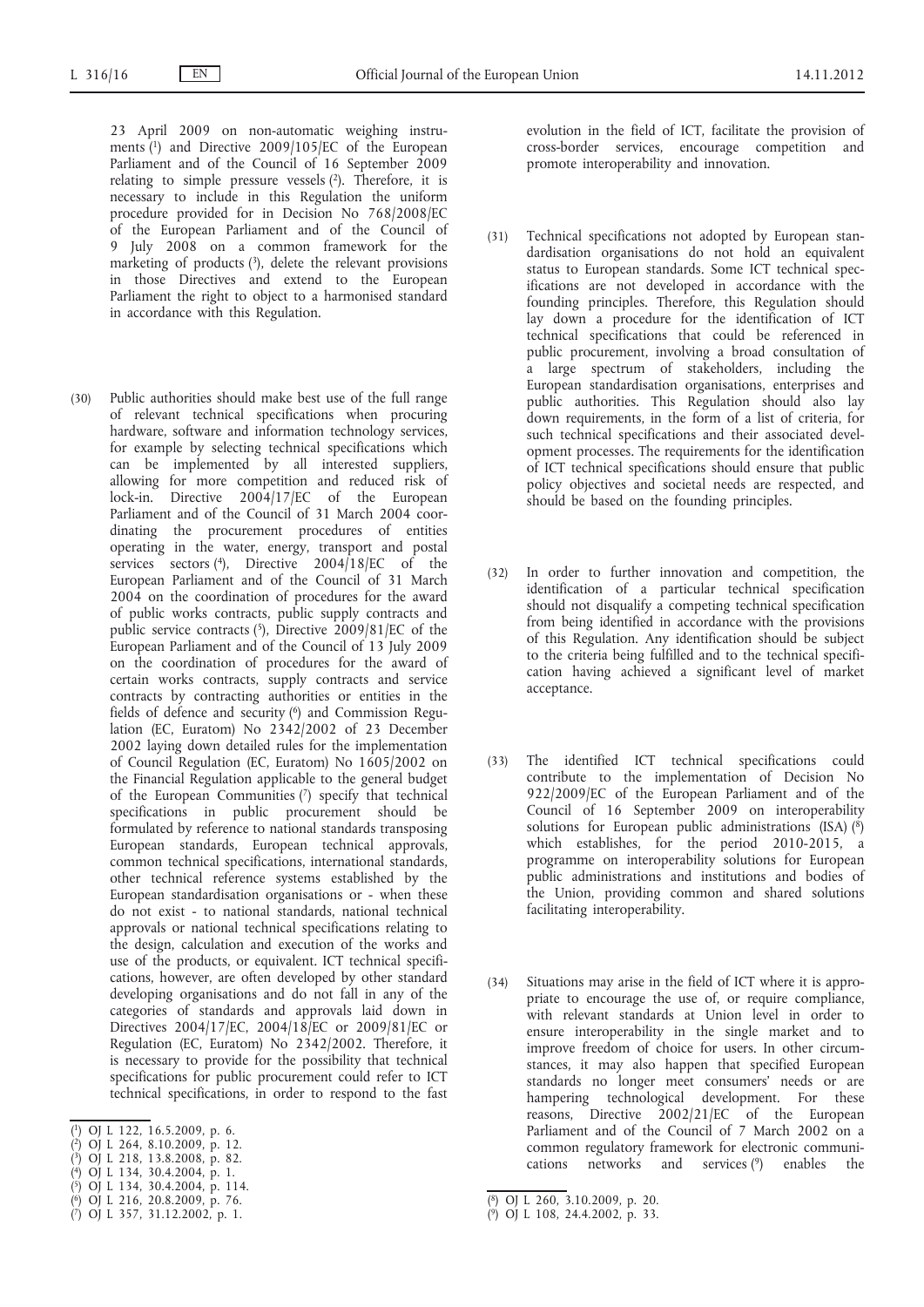23 April 2009 on non-automatic weighing instruments [1] and Directive 2009/105/EC of the European Parliament and of the Council of 16 September 2009 relating to simple pressure vessels [2]. Therefore, it is necessary to include in this Regulation the uniform procedure provided for in Decision No 768/2008/EC of the European Parliament and of the Council of 9 July 2008 on a common framework for the marketing of products [3], delete the relevant provisions in those Directives and extend to the European Parliament the right to object to a harmonised standard in accordance with this Regulation.

(30) Public authorities should make best use of the full range of relevant technical specifications when procuring hardware, software and information technology services, for example by selecting technical specifications which can be implemented by all interested suppliers, allowing for more competition and reduced risk of lock-in. Directive 2004/17/EC of the European Parliament and of the Council of 31 March 2004 coordinating the procurement procedures of entities operating in the water, energy, transport and postal services sectors [4], Directive 2004/18/EC of the European Parliament and of the Council of 31 March 2004 on the coordination of procedures for the award of public works contracts, public supply contracts and public service contracts [5], Directive 2009/81/EC of the European Parliament and of the Council of 13 July 2009 on the coordination of procedures for the award of certain works contracts, supply contracts and service contracts by contracting authorities or entities in the fields of defence and security [6] and Commission Regulation (EC, Euratom) No 2342/2002 of 23 December 2002 laying down detailed rules for the implementation of Council Regulation (EC, Euratom) No 1605/2002 on the Financial Regulation applicable to the general budget of the European Communities [7] specify that technical specifications in public procurement should be formulated by reference to national standards transposing European standards, European technical approvals, common technical specifications, international standards, other technical reference systems established by the European standardisation organisations or - when these do not exist - to national standards, national technical approvals or national technical specifications relating to the design, calculation and execution of the works and use of the products, or equivalent. ICT technical specifications, however, are often developed by other standard developing organisations and do not fall in any of the categories of standards and approvals laid down in Directives 2004/17/EC, 2004/18/EC or 2009/81/EC or Regulation (EC, Euratom) No 2342/2002. Therefore, it is necessary to provide for the possibility that technical specifications for public procurement could refer to ICT technical specifications, in order to respond to the fast evolution in the field of ICT, facilitate the provision of cross-border services, encourage competition and promote interoperability and innovation.

(31) Technical specifications not adopted by European standardisation organisations do not hold an equivalent status to European standards. Some ICT technical specifications are not developed in accordance with the founding principles. Therefore, this Regulation should lay down a procedure for the identification of ICT technical specifications that could be referenced in public procurement, involving a broad consultation of a large spectrum of stakeholders, including the European standardisation organisations, enterprises and public authorities. This Regulation should also lay down requirements, in the form of a list of criteria, for such technical specifications and their associated development processes. The requirements for the identification of ICT technical specifications should ensure that public policy objectives and societal needs are respected, and should be based on the founding principles.

(32) In order to further innovation and competition, the identification of a particular technical specification should not disqualify a competing technical specification from being identified in accordance with the provisions of this Regulation. Any identification should be subject to the criteria being fulfilled and to the technical specification having achieved a significant level of market acceptance.

(33) The identified ICT technical specifications could contribute to the implementation of Decision No 922/2009/EC of the European Parliament and of the Council of 16 September 2009 on interoperability solutions for European public administrations (ISA) [8] which establishes, for the period 2010-2015, a programme on interoperability solutions for European public administrations and institutions and bodies of the Union, providing common and shared solutions facilitating interoperability.

(34) Situations may arise in the field of ICT where it is appropriate to encourage the use of, or require compliance, with relevant standards at Union level in order to ensure interoperability in the single market and to improve freedom of choice for users. In other circumstances, it may also happen that specified European standards no longer meet consumers' needs or are hampering technological development. For these reasons, Directive 2002/21/EC of the European Parliament and of the Council of 7 March 2002 on a common regulatory framework for electronic communications networks and services [9] enables the

[1] OJ L 122, 16.5.2009, p. 6.
[2] OJ L 264, 8.10.2009, p. 12.
[3] OJ L 218, 13.8.2008, p. 82.
[4] OJ L 134, 30.4.2004, p. 1.
[5] OJ L 134, 30.4.2004, p. 114.
[6] OJ L 216, 20.8.2009, p. 76.
[7] OJ L 357, 31.12.2002, p. 1.
[8] OJ L 260, 3.10.2009, p. 20.
[9] OJ L 108, 24.4.2002, p. 33.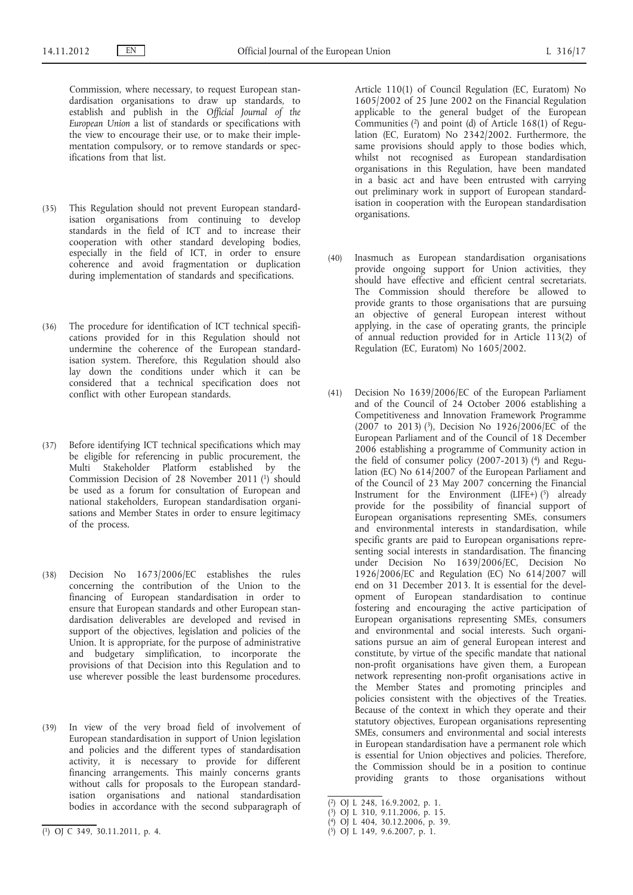Commission, where necessary, to request European standardisation organisations to draw up standards, to establish and publish in the *Official Journal of the European Union* a list of standards or specifications with the view to encourage their use, or to make their implementation compulsory, or to remove standards or specifications from that list.

(35) This Regulation should not prevent European standardisation organisations from continuing to develop standards in the field of ICT and to increase their cooperation with other standard developing bodies, especially in the field of ICT, in order to ensure coherence and avoid fragmentation or duplication during implementation of standards and specifications.

(36) The procedure for identification of ICT technical specifications provided for in this Regulation should not undermine the coherence of the European standardisation system. Therefore, this Regulation should also lay down the conditions under which it can be considered that a technical specification does not conflict with other European standards.

(37) Before identifying ICT technical specifications which may be eligible for referencing in public procurement, the Multi Stakeholder Platform established by the Commission Decision of 28 November 2011 [1] should be used as a forum for consultation of European and national stakeholders, European standardisation organisations and Member States in order to ensure legitimacy of the process.

(38) Decision No 1673/2006/EC establishes the rules concerning the contribution of the Union to the financing of European standardisation in order to ensure that European standards and other European standardisation deliverables are developed and revised in support of the objectives, legislation and policies of the Union. It is appropriate, for the purpose of administrative and budgetary simplification, to incorporate the provisions of that Decision into this Regulation and to use wherever possible the least burdensome procedures.

(39) In view of the very broad field of involvement of European standardisation in support of Union legislation and policies and the different types of standardisation activity, it is necessary to provide for different financing arrangements. This mainly concerns grants without calls for proposals to the European standardisation organisations and national standardisation bodies in accordance with the second subparagraph of Article 110(1) of Council Regulation (EC, Euratom) No 1605/2002 of 25 June 2002 on the Financial Regulation applicable to the general budget of the European Communities [2] and point (d) of Article 168(1) of Regulation (EC, Euratom) No 2342/2002. Furthermore, the same provisions should apply to those bodies which, whilst not recognised as European standardisation organisations in this Regulation, have been mandated in a basic act and have been entrusted with carrying out preliminary work in support of European standardisation in cooperation with the European standardisation organisations.

(40) Inasmuch as European standardisation organisations provide ongoing support for Union activities, they should have effective and efficient central secretariats. The Commission should therefore be allowed to provide grants to those organisations that are pursuing an objective of general European interest without applying, in the case of operating grants, the principle of annual reduction provided for in Article 113(2) of Regulation (EC, Euratom) No 1605/2002.

(41) Decision No 1639/2006/EC of the European Parliament and of the Council of 24 October 2006 establishing a Competitiveness and Innovation Framework Programme (2007 to 2013) [3], Decision No 1926/2006/EC of the European Parliament and of the Council of 18 December 2006 establishing a programme of Community action in the field of consumer policy (2007-2013) [4] and Regulation (EC) No 614/2007 of the European Parliament and of the Council of 23 May 2007 concerning the Financial Instrument for the Environment (LIFE+) [5] already provide for the possibility of financial support of European organisations representing SMEs, consumers and environmental interests in standardisation, while specific grants are paid to European organisations representing social interests in standardisation. The financing under Decision No 1639/2006/EC, Decision No 1926/2006/EC and Regulation (EC) No 614/2007 will end on 31 December 2013. It is essential for the development of European standardisation to continue fostering and encouraging the active participation of European organisations representing SMEs, consumers and environmental and social interests. Such organisations pursue an aim of general European interest and constitute, by virtue of the specific mandate that national non-profit organisations have given them, a European network representing non-profit organisations active in the Member States and promoting principles and policies consistent with the objectives of the Treaties. Because of the context in which they operate and their statutory objectives, European organisations representing SMEs, consumers and environmental and social interests in European standardisation have a permanent role which is essential for Union objectives and policies. Therefore, the Commission should be in a position to continue providing grants to those organisations without

---

[1] OJ C 349, 30.11.2011, p. 4.

[2] OJ L 248, 16.9.2002, p. 1.

[3] OJ L 310, 9.11.2006, p. 15.

[4] OJ L 404, 30.12.2006, p. 39.

[5] OJ L 149, 9.6.2007, p. 1.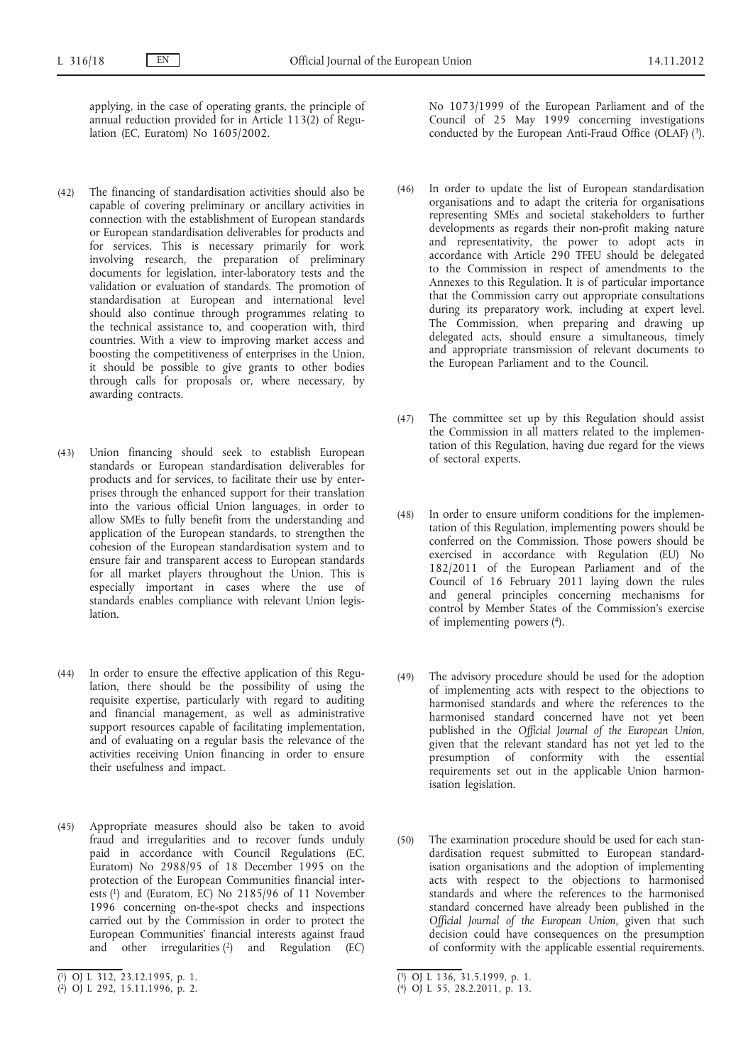applying, in the case of operating grants, the principle of annual reduction provided for in Article 113(2) of Regulation (EC, Euratom) No 1605/2002.

(42) The financing of standardisation activities should also be capable of covering preliminary or ancillary activities in connection with the establishment of European standards or European standardisation deliverables for products and for services. This is necessary primarily for work involving research, the preparation of preliminary documents for legislation, inter-laboratory tests and the validation or evaluation of standards. The promotion of standardisation at European and international level should also continue through programmes relating to the technical assistance to, and cooperation with, third countries. With a view to improving market access and boosting the competitiveness of enterprises in the Union, it should be possible to give grants to other bodies through calls for proposals or, where necessary, by awarding contracts.

(43) Union financing should seek to establish European standards or European standardisation deliverables for products and for services, to facilitate their use by enterprises through the enhanced support for their translation into the various official Union languages, in order to allow SMEs to fully benefit from the understanding and application of the European standards, to strengthen the cohesion of the European standardisation system and to ensure fair and transparent access to European standards for all market players throughout the Union. This is especially important in cases where the use of standards enables compliance with relevant Union legislation.

(44) In order to ensure the effective application of this Regulation, there should be the possibility of using the requisite expertise, particularly with regard to auditing and financial management, as well as administrative support resources capable of facilitating implementation, and of evaluating on a regular basis the relevance of the activities receiving Union financing in order to ensure their usefulness and impact.

(45) Appropriate measures should also be taken to avoid fraud and irregularities and to recover funds unduly paid in accordance with Council Regulations (EC, Euratom) No 2988/95 of 18 December 1995 on the protection of the European Communities financial interests [1] and (Euratom, EC) No 2185/96 of 11 November 1996 concerning on-the-spot checks and inspections carried out by the Commission in order to protect the European Communities' financial interests against fraud and other irregularities [2] and Regulation (EC) No 1073/1999 of the European Parliament and of the Council of 25 May 1999 concerning investigations conducted by the European Anti-Fraud Office (OLAF) [3].

(46) In order to update the list of European standardisation organisations and to adapt the criteria for organisations representing SMEs and societal stakeholders to further developments as regards their non-profit making nature and representativity, the power to adopt acts in accordance with Article 290 TFEU should be delegated to the Commission in respect of amendments to the Annexes to this Regulation. It is of particular importance that the Commission carry out appropriate consultations during its preparatory work, including at expert level. The Commission, when preparing and drawing up delegated acts, should ensure a simultaneous, timely and appropriate transmission of relevant documents to the European Parliament and to the Council.

(47) The committee set up by this Regulation should assist the Commission in all matters related to the implementation of this Regulation, having due regard for the views of sectoral experts.

(48) In order to ensure uniform conditions for the implementation of this Regulation, implementing powers should be conferred on the Commission. Those powers should be exercised in accordance with Regulation (EU) No 182/2011 of the European Parliament and of the Council of 16 February 2011 laying down the rules and general principles concerning mechanisms for control by Member States of the Commission's exercise of implementing powers [4].

(49) The advisory procedure should be used for the adoption of implementing acts with respect to the objections to harmonised standards and where the references to the harmonised standard concerned have not yet been published in the *Official Journal of the European Union*, given that the relevant standard has not yet led to the presumption of conformity with the essential requirements set out in the applicable Union harmonisation legislation.

(50) The examination procedure should be used for each standardisation request submitted to European standardisation organisations and the adoption of implementing acts with respect to the objections to harmonised standards and where the references to the harmonised standard concerned have already been published in the *Official Journal of the European Union*, given that such decision could have consequences on the presumption of conformity with the applicable essential requirements.

---

[1] OJ L 312, 23.12.1995, p. 1.
[2] OJ L 292, 15.11.1996, p. 2.
[3] OJ L 136, 31.5.1999, p. 1.
[4] OJ L 55, 28.2.2011, p. 13.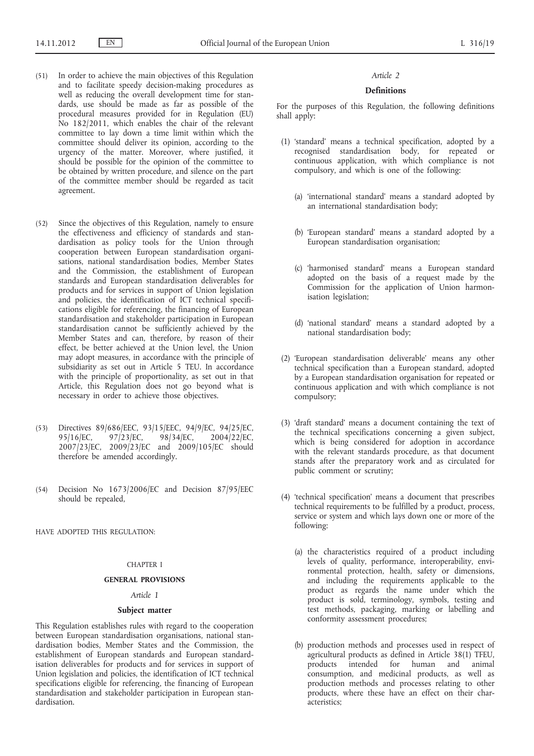(51) In order to achieve the main objectives of this Regulation and to facilitate speedy decision-making procedures as well as reducing the overall development time for standards, use should be made as far as possible of the procedural measures provided for in Regulation (EU) No 182/2011, which enables the chair of the relevant committee to lay down a time limit within which the committee should deliver its opinion, according to the urgency of the matter. Moreover, where justified, it should be possible for the opinion of the committee to be obtained by written procedure, and silence on the part of the committee member should be regarded as tacit agreement.

(52) Since the objectives of this Regulation, namely to ensure the effectiveness and efficiency of standards and standardisation as policy tools for the Union through cooperation between European standardisation organisations, national standardisation bodies, Member States and the Commission, the establishment of European standards and European standardisation deliverables for products and for services in support of Union legislation and policies, the identification of ICT technical specifications eligible for referencing, the financing of European standardisation and stakeholder participation in European standardisation cannot be sufficiently achieved by the Member States and can, therefore, by reason of their effect, be better achieved at the Union level, the Union may adopt measures, in accordance with the principle of subsidiarity as set out in Article 5 TEU. In accordance with the principle of proportionality, as set out in that Article, this Regulation does not go beyond what is necessary in order to achieve those objectives.

(53) Directives 89/686/EEC, 93/15/EEC, 94/9/EC, 94/25/EC, 95/16/EC, 97/23/EC, 98/34/EC, 2004/22/EC, 2007/23/EC, 2009/23/EC and 2009/105/EC should therefore be amended accordingly.

(54) Decision No 1673/2006/EC and Decision 87/95/EEC should be repealed,

HAVE ADOPTED THIS REGULATION:

## CHAPTER I

## GENERAL PROVISIONS

### *Article 1*

### Subject matter

This Regulation establishes rules with regard to the cooperation between European standardisation organisations, national standardisation bodies, Member States and the Commission, the establishment of European standards and European standardisation deliverables for products and for services in support of Union legislation and policies, the identification of ICT technical specifications eligible for referencing, the financing of European standardisation and stakeholder participation in European standardisation.

### *Article 2*

### Definitions

For the purposes of this Regulation, the following definitions shall apply:

(1) 'standard' means a technical specification, adopted by a recognised standardisation body, for repeated or continuous application, with which compliance is not compulsory, and which is one of the following:

(a) 'international standard' means a standard adopted by an international standardisation body;

(b) 'European standard' means a standard adopted by a European standardisation organisation;

(c) 'harmonised standard' means a European standard adopted on the basis of a request made by the Commission for the application of Union harmonisation legislation;

(d) 'national standard' means a standard adopted by a national standardisation body;

(2) 'European standardisation deliverable' means any other technical specification than a European standard, adopted by a European standardisation organisation for repeated or continuous application and with which compliance is not compulsory;

(3) 'draft standard' means a document containing the text of the technical specifications concerning a given subject, which is being considered for adoption in accordance with the relevant standards procedure, as that document stands after the preparatory work and as circulated for public comment or scrutiny;

(4) 'technical specification' means a document that prescribes technical requirements to be fulfilled by a product, process, service or system and which lays down one or more of the following:

(a) the characteristics required of a product including levels of quality, performance, interoperability, environmental protection, health, safety or dimensions, and including the requirements applicable to the product as regards the name under which the product is sold, terminology, symbols, testing and test methods, packaging, marking or labelling and conformity assessment procedures;

(b) production methods and processes used in respect of agricultural products as defined in Article 38(1) TFEU, products intended for human and animal consumption, and medicinal products, as well as production methods and processes relating to other products, where these have an effect on their characteristics;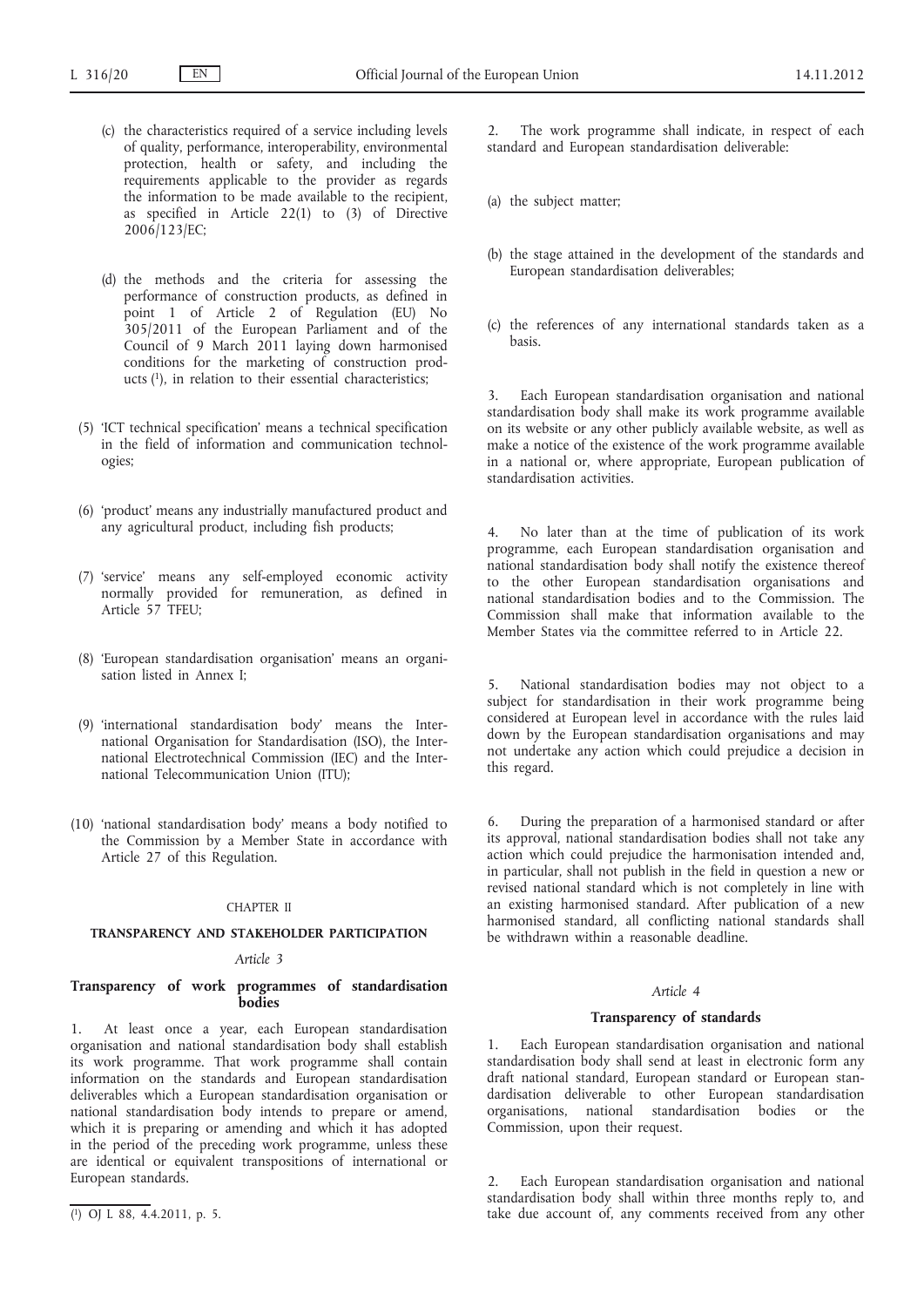(c) the characteristics required of a service including levels of quality, performance, interoperability, environmental protection, health or safety, and including the requirements applicable to the provider as regards the information to be made available to the recipient, as specified in Article 22(1) to (3) of Directive 2006/123/EC;

(d) the methods and the criteria for assessing the performance of construction products, as defined in point 1 of Article 2 of Regulation (EU) No 305/2011 of the European Parliament and of the Council of 9 March 2011 laying down harmonised conditions for the marketing of construction products [1], in relation to their essential characteristics;

(5) 'ICT technical specification' means a technical specification in the field of information and communication technologies;

(6) 'product' means any industrially manufactured product and any agricultural product, including fish products;

(7) 'service' means any self-employed economic activity normally provided for remuneration, as defined in Article 57 TFEU;

(8) 'European standardisation organisation' means an organisation listed in Annex I;

(9) 'international standardisation body' means the International Organisation for Standardisation (ISO), the International Electrotechnical Commission (IEC) and the International Telecommunication Union (ITU);

(10) 'national standardisation body' means a body notified to the Commission by a Member State in accordance with Article 27 of this Regulation.

CHAPTER II

## TRANSPARENCY AND STAKEHOLDER PARTICIPATION

*Article 3*

### Transparency of work programmes of standardisation bodies

1. At least once a year, each European standardisation organisation and national standardisation body shall establish its work programme. That work programme shall contain information on the standards and European standardisation deliverables which a European standardisation organisation or national standardisation body intends to prepare or amend, which it is preparing or amending and which it has adopted in the period of the preceding work programme, unless these are identical or equivalent transpositions of international or European standards.

2. The work programme shall indicate, in respect of each standard and European standardisation deliverable:

(a) the subject matter;

(b) the stage attained in the development of the standards and European standardisation deliverables;

(c) the references of any international standards taken as a basis.

3. Each European standardisation organisation and national standardisation body shall make its work programme available on its website or any other publicly available website, as well as make a notice of the existence of the work programme available in a national or, where appropriate, European publication of standardisation activities.

4. No later than at the time of publication of its work programme, each European standardisation organisation and national standardisation body shall notify the existence thereof to the other European standardisation organisations and national standardisation bodies and to the Commission. The Commission shall make that information available to the Member States via the committee referred to in Article 22.

5. National standardisation bodies may not object to a subject for standardisation in their work programme being considered at European level in accordance with the rules laid down by the European standardisation organisations and may not undertake any action which could prejudice a decision in this regard.

6. During the preparation of a harmonised standard or after its approval, national standardisation bodies shall not take any action which could prejudice the harmonisation intended and, in particular, shall not publish in the field in question a new or revised national standard which is not completely in line with an existing harmonised standard. After publication of a new harmonised standard, all conflicting national standards shall be withdrawn within a reasonable deadline.

*Article 4*

### Transparency of standards

1. Each European standardisation organisation and national standardisation body shall send at least in electronic form any draft national standard, European standard or European standardisation deliverable to other European standardisation organisations, national standardisation bodies or the Commission, upon their request.

2. Each European standardisation organisation and national standardisation body shall within three months reply to, and take due account of, any comments received from any other

---

[1] OJ L 88, 4.4.2011, p. 5.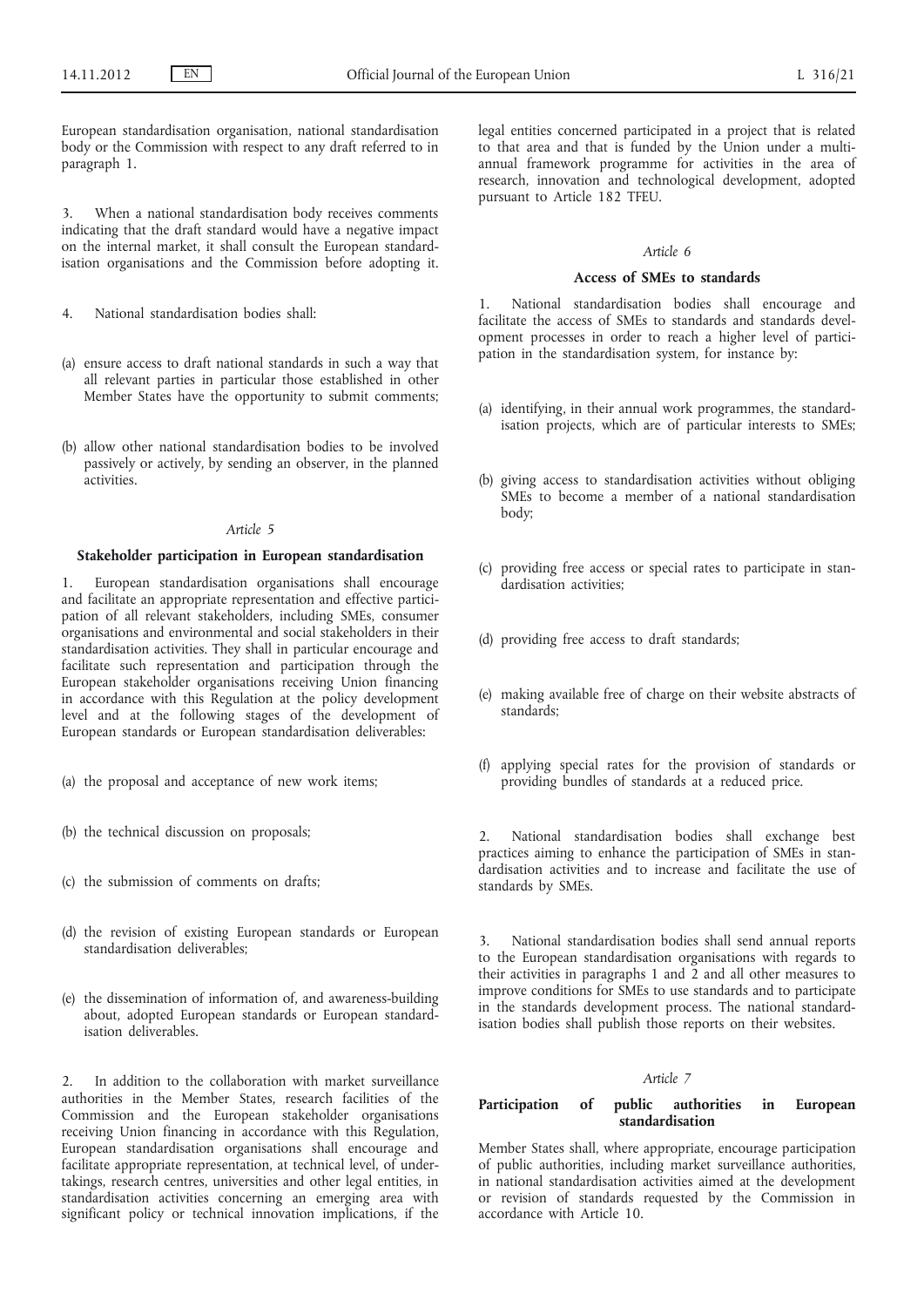European standardisation organisation, national standardisation body or the Commission with respect to any draft referred to in paragraph 1.

3. When a national standardisation body receives comments indicating that the draft standard would have a negative impact on the internal market, it shall consult the European standardisation organisations and the Commission before adopting it.

4. National standardisation bodies shall:

(a) ensure access to draft national standards in such a way that all relevant parties in particular those established in other Member States have the opportunity to submit comments;

(b) allow other national standardisation bodies to be involved passively or actively, by sending an observer, in the planned activities.

*Article 5*

**Stakeholder participation in European standardisation**

1. European standardisation organisations shall encourage and facilitate an appropriate representation and effective participation of all relevant stakeholders, including SMEs, consumer organisations and environmental and social stakeholders in their standardisation activities. They shall in particular encourage and facilitate such representation and participation through the European stakeholder organisations receiving Union financing in accordance with this Regulation at the policy development level and at the following stages of the development of European standards or European standardisation deliverables:

(a) the proposal and acceptance of new work items;

(b) the technical discussion on proposals;

(c) the submission of comments on drafts;

(d) the revision of existing European standards or European standardisation deliverables;

(e) the dissemination of information of, and awareness-building about, adopted European standards or European standardisation deliverables.

2. In addition to the collaboration with market surveillance authorities in the Member States, research facilities of the Commission and the European stakeholder organisations receiving Union financing in accordance with this Regulation, European standardisation organisations shall encourage and facilitate appropriate representation, at technical level, of undertakings, research centres, universities and other legal entities, in standardisation activities concerning an emerging area with significant policy or technical innovation implications, if the legal entities concerned participated in a project that is related to that area and that is funded by the Union under a multiannual framework programme for activities in the area of research, innovation and technological development, adopted pursuant to Article 182 TFEU.

*Article 6*

**Access of SMEs to standards**

1. National standardisation bodies shall encourage and facilitate the access of SMEs to standards and standards development processes in order to reach a higher level of participation in the standardisation system, for instance by:

(a) identifying, in their annual work programmes, the standardisation projects, which are of particular interests to SMEs;

(b) giving access to standardisation activities without obliging SMEs to become a member of a national standardisation body;

(c) providing free access or special rates to participate in standardisation activities;

(d) providing free access to draft standards;

(e) making available free of charge on their website abstracts of standards;

(f) applying special rates for the provision of standards or providing bundles of standards at a reduced price.

2. National standardisation bodies shall exchange best practices aiming to enhance the participation of SMEs in standardisation activities and to increase and facilitate the use of standards by SMEs.

3. National standardisation bodies shall send annual reports to the European standardisation organisations with regards to their activities in paragraphs 1 and 2 and all other measures to improve conditions for SMEs to use standards and to participate in the standards development process. The national standardisation bodies shall publish those reports on their websites.

*Article 7*

**Participation of public authorities in European standardisation**

Member States shall, where appropriate, encourage participation of public authorities, including market surveillance authorities, in national standardisation activities aimed at the development or revision of standards requested by the Commission in accordance with Article 10.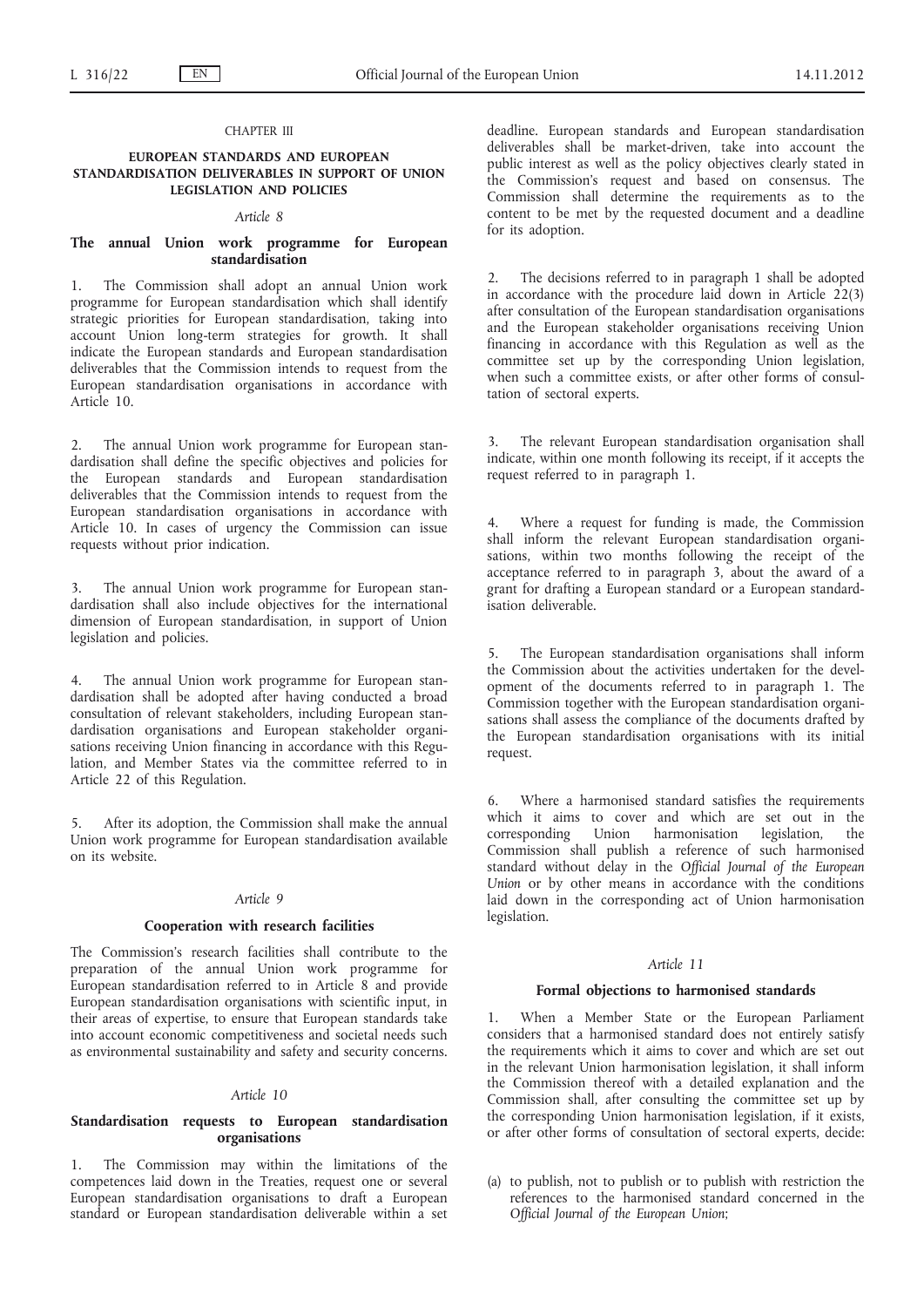## CHAPTER III

## EUROPEAN STANDARDS AND EUROPEAN STANDARDISATION DELIVERABLES IN SUPPORT OF UNION LEGISLATION AND POLICIES

### *Article 8*

### The annual Union work programme for European standardisation

1. The Commission shall adopt an annual Union work programme for European standardisation which shall identify strategic priorities for European standardisation, taking into account Union long-term strategies for growth. It shall indicate the European standards and European standardisation deliverables that the Commission intends to request from the European standardisation organisations in accordance with Article 10.

2. The annual Union work programme for European standardisation shall define the specific objectives and policies for the European standards and European standardisation deliverables that the Commission intends to request from the European standardisation organisations in accordance with Article 10. In cases of urgency the Commission can issue requests without prior indication.

3. The annual Union work programme for European standardisation shall also include objectives for the international dimension of European standardisation, in support of Union legislation and policies.

4. The annual Union work programme for European standardisation shall be adopted after having conducted a broad consultation of relevant stakeholders, including European standardisation organisations and European stakeholder organisations receiving Union financing in accordance with this Regulation, and Member States via the committee referred to in Article 22 of this Regulation.

5. After its adoption, the Commission shall make the annual Union work programme for European standardisation available on its website.

### *Article 9*

### Cooperation with research facilities

The Commission's research facilities shall contribute to the preparation of the annual Union work programme for European standardisation referred to in Article 8 and provide European standardisation organisations with scientific input, in their areas of expertise, to ensure that European standards take into account economic competitiveness and societal needs such as environmental sustainability and safety and security concerns.

### *Article 10*

### Standardisation requests to European standardisation organisations

1. The Commission may within the limitations of the competences laid down in the Treaties, request one or several European standardisation organisations to draft a European standard or European standardisation deliverable within a set deadline. European standards and European standardisation deliverables shall be market-driven, take into account the public interest as well as the policy objectives clearly stated in the Commission's request and based on consensus. The Commission shall determine the requirements as to the content to be met by the requested document and a deadline for its adoption.

2. The decisions referred to in paragraph 1 shall be adopted in accordance with the procedure laid down in Article 22(3) after consultation of the European standardisation organisations and the European stakeholder organisations receiving Union financing in accordance with this Regulation as well as the committee set up by the corresponding Union legislation, when such a committee exists, or after other forms of consultation of sectoral experts.

3. The relevant European standardisation organisation shall indicate, within one month following its receipt, if it accepts the request referred to in paragraph 1.

4. Where a request for funding is made, the Commission shall inform the relevant European standardisation organisations, within two months following the receipt of the acceptance referred to in paragraph 3, about the award of a grant for drafting a European standard or a European standardisation deliverable.

5. The European standardisation organisations shall inform the Commission about the activities undertaken for the development of the documents referred to in paragraph 1. The Commission together with the European standardisation organisations shall assess the compliance of the documents drafted by the European standardisation organisations with its initial request.

6. Where a harmonised standard satisfies the requirements which it aims to cover and which are set out in the corresponding Union harmonisation legislation, the Commission shall publish a reference of such harmonised standard without delay in the *Official Journal of the European Union* or by other means in accordance with the conditions laid down in the corresponding act of Union harmonisation legislation.

### *Article 11*

### Formal objections to harmonised standards

1. When a Member State or the European Parliament considers that a harmonised standard does not entirely satisfy the requirements which it aims to cover and which are set out in the relevant Union harmonisation legislation, it shall inform the Commission thereof with a detailed explanation and the Commission shall, after consulting the committee set up by the corresponding Union harmonisation legislation, if it exists, or after other forms of consultation of sectoral experts, decide:

(a) to publish, not to publish or to publish with restriction the references to the harmonised standard concerned in the *Official Journal of the European Union*;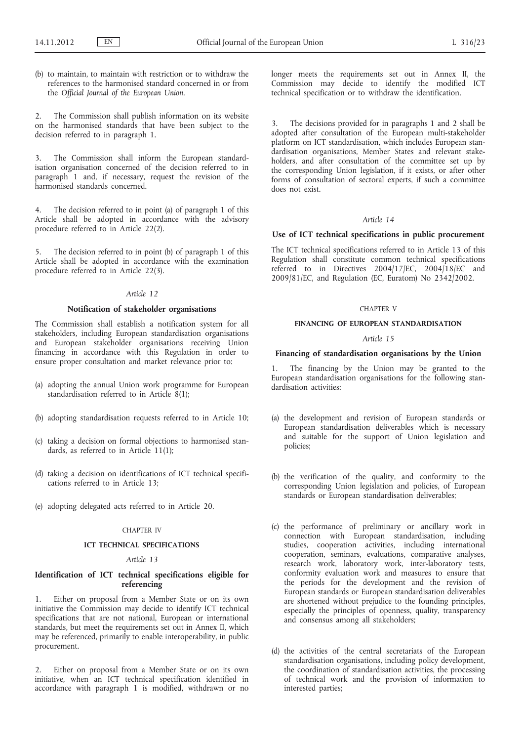(b) to maintain, to maintain with restriction or to withdraw the references to the harmonised standard concerned in or from the *Official Journal of the European Union*.

2. The Commission shall publish information on its website on the harmonised standards that have been subject to the decision referred to in paragraph 1.

3. The Commission shall inform the European standardisation organisation concerned of the decision referred to in paragraph 1 and, if necessary, request the revision of the harmonised standards concerned.

4. The decision referred to in point (a) of paragraph 1 of this Article shall be adopted in accordance with the advisory procedure referred to in Article 22(2).

5. The decision referred to in point (b) of paragraph 1 of this Article shall be adopted in accordance with the examination procedure referred to in Article 22(3).

*Article 12*

**Notification of stakeholder organisations**

The Commission shall establish a notification system for all stakeholders, including European standardisation organisations and European stakeholder organisations receiving Union financing in accordance with this Regulation in order to ensure proper consultation and market relevance prior to:

(a) adopting the annual Union work programme for European standardisation referred to in Article 8(1);

(b) adopting standardisation requests referred to in Article 10;

(c) taking a decision on formal objections to harmonised standards, as referred to in Article 11(1);

(d) taking a decision on identifications of ICT technical specifications referred to in Article 13;

(e) adopting delegated acts referred to in Article 20.

CHAPTER IV

**ICT TECHNICAL SPECIFICATIONS**

*Article 13*

**Identification of ICT technical specifications eligible for referencing**

1. Either on proposal from a Member State or on its own initiative the Commission may decide to identify ICT technical specifications that are not national, European or international standards, but meet the requirements set out in Annex II, which may be referenced, primarily to enable interoperability, in public procurement.

2. Either on proposal from a Member State or on its own initiative, when an ICT technical specification identified in accordance with paragraph 1 is modified, withdrawn or no longer meets the requirements set out in Annex II, the Commission may decide to identify the modified ICT technical specification or to withdraw the identification.

3. The decisions provided for in paragraphs 1 and 2 shall be adopted after consultation of the European multi-stakeholder platform on ICT standardisation, which includes European standardisation organisations, Member States and relevant stakeholders, and after consultation of the committee set up by the corresponding Union legislation, if it exists, or after other forms of consultation of sectoral experts, if such a committee does not exist.

*Article 14*

**Use of ICT technical specifications in public procurement**

The ICT technical specifications referred to in Article 13 of this Regulation shall constitute common technical specifications referred to in Directives 2004/17/EC, 2004/18/EC and 2009/81/EC, and Regulation (EC, Euratom) No 2342/2002.

CHAPTER V

**FINANCING OF EUROPEAN STANDARDISATION**

*Article 15*

**Financing of standardisation organisations by the Union**

1. The financing by the Union may be granted to the European standardisation organisations for the following standardisation activities:

(a) the development and revision of European standards or European standardisation deliverables which is necessary and suitable for the support of Union legislation and policies;

(b) the verification of the quality, and conformity to the corresponding Union legislation and policies, of European standards or European standardisation deliverables;

(c) the performance of preliminary or ancillary work in connection with European standardisation, including studies, cooperation activities, including international cooperation, seminars, evaluations, comparative analyses, research work, laboratory work, inter-laboratory tests, conformity evaluation work and measures to ensure that the periods for the development and the revision of European standards or European standardisation deliverables are shortened without prejudice to the founding principles, especially the principles of openness, quality, transparency and consensus among all stakeholders;

(d) the activities of the central secretariats of the European standardisation organisations, including policy development, the coordination of standardisation activities, the processing of technical work and the provision of information to interested parties;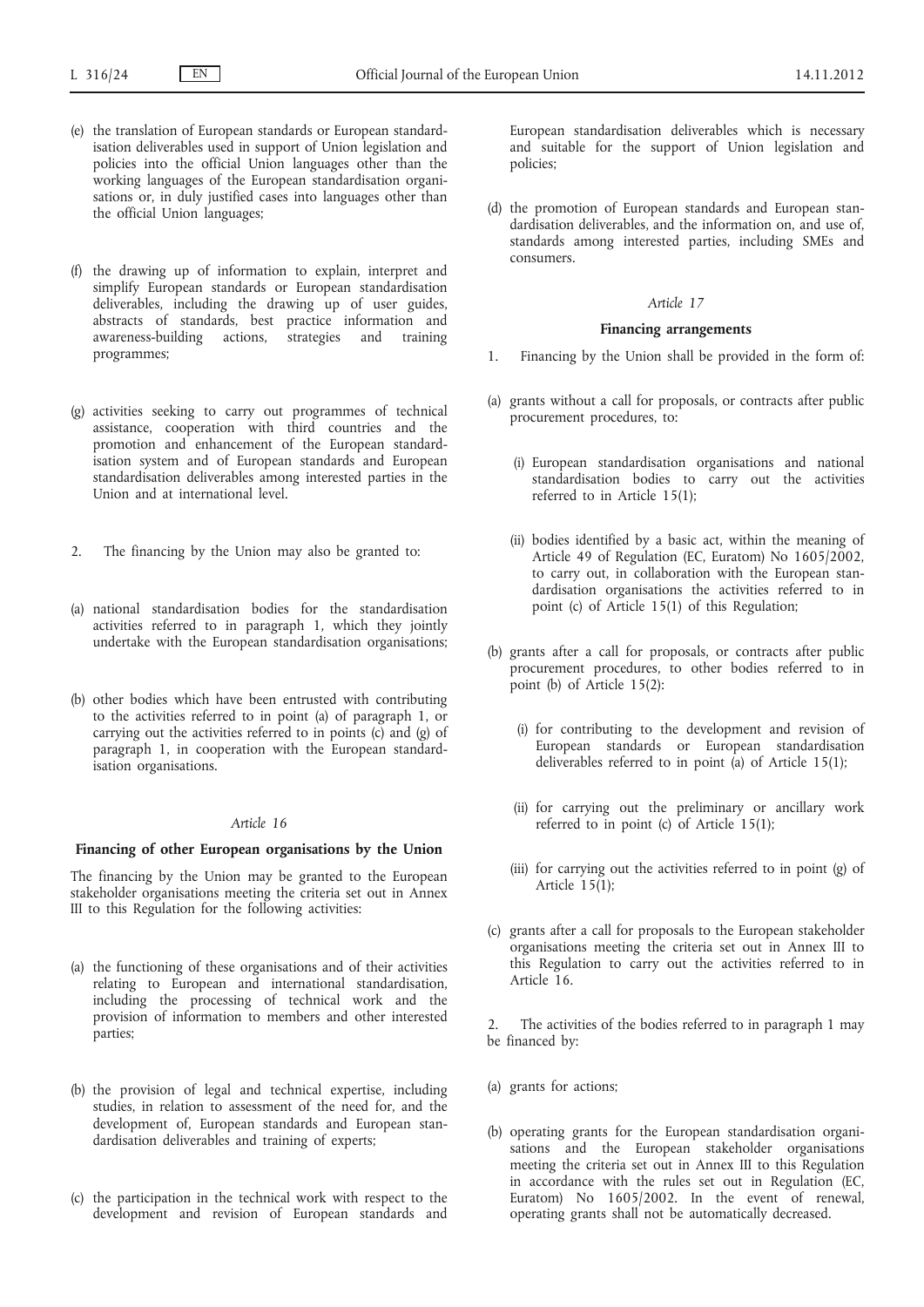(e) the translation of European standards or European standardisation deliverables used in support of Union legislation and policies into the official Union languages other than the working languages of the European standardisation organisations or, in duly justified cases into languages other than the official Union languages;

(f) the drawing up of information to explain, interpret and simplify European standards or European standardisation deliverables, including the drawing up of user guides, abstracts of standards, best practice information and awareness-building actions, strategies and training programmes;

(g) activities seeking to carry out programmes of technical assistance, cooperation with third countries and the promotion and enhancement of the European standardisation system and of European standards and European standardisation deliverables among interested parties in the Union and at international level.

2. The financing by the Union may also be granted to:

(a) national standardisation bodies for the standardisation activities referred to in paragraph 1, which they jointly undertake with the European standardisation organisations;

(b) other bodies which have been entrusted with contributing to the activities referred to in point (a) of paragraph 1, or carrying out the activities referred to in points (c) and (g) of paragraph 1, in cooperation with the European standardisation organisations.

*Article 16*

**Financing of other European organisations by the Union**

The financing by the Union may be granted to the European stakeholder organisations meeting the criteria set out in Annex III to this Regulation for the following activities:

(a) the functioning of these organisations and of their activities relating to European and international standardisation, including the processing of technical work and the provision of information to members and other interested parties;

(b) the provision of legal and technical expertise, including studies, in relation to assessment of the need for, and the development of, European standards and European standardisation deliverables and training of experts;

(c) the participation in the technical work with respect to the development and revision of European standards and European standardisation deliverables which is necessary and suitable for the support of Union legislation and policies;

(d) the promotion of European standards and European standardisation deliverables, and the information on, and use of, standards among interested parties, including SMEs and consumers.

*Article 17*

**Financing arrangements**

1. Financing by the Union shall be provided in the form of:

(a) grants without a call for proposals, or contracts after public procurement procedures, to:

(i) European standardisation organisations and national standardisation bodies to carry out the activities referred to in Article 15(1);

(ii) bodies identified by a basic act, within the meaning of Article 49 of Regulation (EC, Euratom) No 1605/2002, to carry out, in collaboration with the European standardisation organisations the activities referred to in point (c) of Article 15(1) of this Regulation;

(b) grants after a call for proposals, or contracts after public procurement procedures, to other bodies referred to in point (b) of Article 15(2):

(i) for contributing to the development and revision of European standards or European standardisation deliverables referred to in point (a) of Article 15(1);

(ii) for carrying out the preliminary or ancillary work referred to in point (c) of Article 15(1);

(iii) for carrying out the activities referred to in point (g) of Article 15(1);

(c) grants after a call for proposals to the European stakeholder organisations meeting the criteria set out in Annex III to this Regulation to carry out the activities referred to in Article 16.

2. The activities of the bodies referred to in paragraph 1 may be financed by:

(a) grants for actions;

(b) operating grants for the European standardisation organisations and the European stakeholder organisations meeting the criteria set out in Annex III to this Regulation in accordance with the rules set out in Regulation (EC, Euratom) No 1605/2002. In the event of renewal, operating grants shall not be automatically decreased.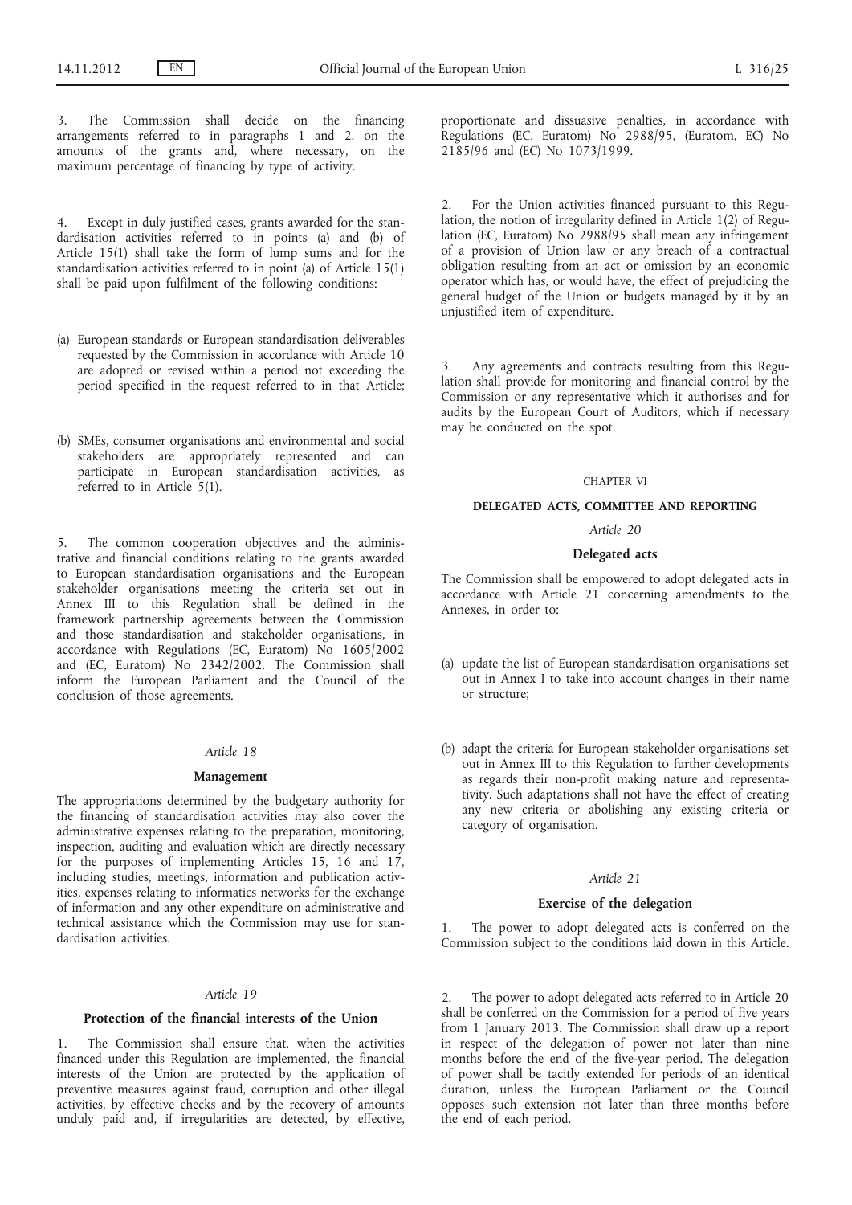3. The Commission shall decide on the financing arrangements referred to in paragraphs 1 and 2, on the amounts of the grants and, where necessary, on the maximum percentage of financing by type of activity.

4. Except in duly justified cases, grants awarded for the standardisation activities referred to in points (a) and (b) of Article 15(1) shall take the form of lump sums and for the standardisation activities referred to in point (a) of Article 15(1) shall be paid upon fulfilment of the following conditions:

(a) European standards or European standardisation deliverables requested by the Commission in accordance with Article 10 are adopted or revised within a period not exceeding the period specified in the request referred to in that Article;

(b) SMEs, consumer organisations and environmental and social stakeholders are appropriately represented and can participate in European standardisation activities, as referred to in Article 5(1).

5. The common cooperation objectives and the administrative and financial conditions relating to the grants awarded to European standardisation organisations and the European stakeholder organisations meeting the criteria set out in Annex III to this Regulation shall be defined in the framework partnership agreements between the Commission and those standardisation and stakeholder organisations, in accordance with Regulations (EC, Euratom) No 1605/2002 and (EC, Euratom) No 2342/2002. The Commission shall inform the European Parliament and the Council of the conclusion of those agreements.

*Article 18*

**Management**

The appropriations determined by the budgetary authority for the financing of standardisation activities may also cover the administrative expenses relating to the preparation, monitoring, inspection, auditing and evaluation which are directly necessary for the purposes of implementing Articles 15, 16 and 17, including studies, meetings, information and publication activities, expenses relating to informatics networks for the exchange of information and any other expenditure on administrative and technical assistance which the Commission may use for standardisation activities.

*Article 19*

**Protection of the financial interests of the Union**

1. The Commission shall ensure that, when the activities financed under this Regulation are implemented, the financial interests of the Union are protected by the application of preventive measures against fraud, corruption and other illegal activities, by effective checks and by the recovery of amounts unduly paid and, if irregularities are detected, by effective, proportionate and dissuasive penalties, in accordance with Regulations (EC, Euratom) No 2988/95, (Euratom, EC) No 2185/96 and (EC) No 1073/1999.

2. For the Union activities financed pursuant to this Regulation, the notion of irregularity defined in Article 1(2) of Regulation (EC, Euratom) No 2988/95 shall mean any infringement of a provision of Union law or any breach of a contractual obligation resulting from an act or omission by an economic operator which has, or would have, the effect of prejudicing the general budget of the Union or budgets managed by it by an unjustified item of expenditure.

3. Any agreements and contracts resulting from this Regulation shall provide for monitoring and financial control by the Commission or any representative which it authorises and for audits by the European Court of Auditors, which if necessary may be conducted on the spot.

CHAPTER VI

**DELEGATED ACTS, COMMITTEE AND REPORTING**

*Article 20*

**Delegated acts**

The Commission shall be empowered to adopt delegated acts in accordance with Article 21 concerning amendments to the Annexes, in order to:

(a) update the list of European standardisation organisations set out in Annex I to take into account changes in their name or structure;

(b) adapt the criteria for European stakeholder organisations set out in Annex III to this Regulation to further developments as regards their non-profit making nature and representativity. Such adaptations shall not have the effect of creating any new criteria or abolishing any existing criteria or category of organisation.

*Article 21*

**Exercise of the delegation**

1. The power to adopt delegated acts is conferred on the Commission subject to the conditions laid down in this Article.

2. The power to adopt delegated acts referred to in Article 20 shall be conferred on the Commission for a period of five years from 1 January 2013. The Commission shall draw up a report in respect of the delegation of power not later than nine months before the end of the five-year period. The delegation of power shall be tacitly extended for periods of an identical duration, unless the European Parliament or the Council opposes such extension not later than three months before the end of each period.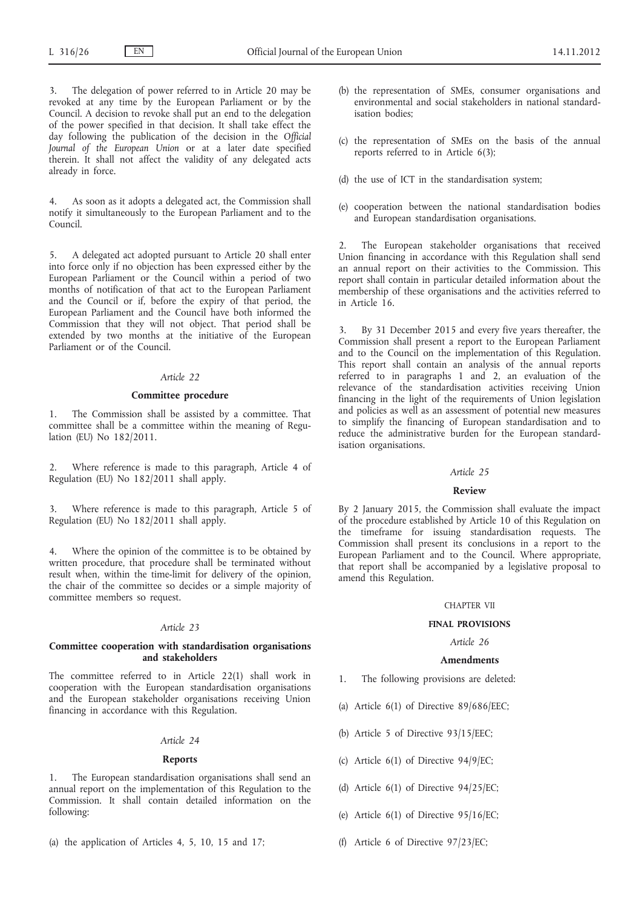3. The delegation of power referred to in Article 20 may be revoked at any time by the European Parliament or by the Council. A decision to revoke shall put an end to the delegation of the power specified in that decision. It shall take effect the day following the publication of the decision in the *Official Journal of the European Union* or at a later date specified therein. It shall not affect the validity of any delegated acts already in force.

4. As soon as it adopts a delegated act, the Commission shall notify it simultaneously to the European Parliament and to the Council.

5. A delegated act adopted pursuant to Article 20 shall enter into force only if no objection has been expressed either by the European Parliament or the Council within a period of two months of notification of that act to the European Parliament and the Council or if, before the expiry of that period, the European Parliament and the Council have both informed the Commission that they will not object. That period shall be extended by two months at the initiative of the European Parliament or of the Council.

*Article 22*

**Committee procedure**

1. The Commission shall be assisted by a committee. That committee shall be a committee within the meaning of Regulation (EU) No 182/2011.

2. Where reference is made to this paragraph, Article 4 of Regulation (EU) No 182/2011 shall apply.

3. Where reference is made to this paragraph, Article 5 of Regulation (EU) No 182/2011 shall apply.

4. Where the opinion of the committee is to be obtained by written procedure, that procedure shall be terminated without result when, within the time-limit for delivery of the opinion, the chair of the committee so decides or a simple majority of committee members so request.

*Article 23*

**Committee cooperation with standardisation organisations and stakeholders**

The committee referred to in Article 22(1) shall work in cooperation with the European standardisation organisations and the European stakeholder organisations receiving Union financing in accordance with this Regulation.

*Article 24*

**Reports**

1. The European standardisation organisations shall send an annual report on the implementation of this Regulation to the Commission. It shall contain detailed information on the following:

(a) the application of Articles 4, 5, 10, 15 and 17;

(b) the representation of SMEs, consumer organisations and environmental and social stakeholders in national standardisation bodies;

(c) the representation of SMEs on the basis of the annual reports referred to in Article 6(3);

(d) the use of ICT in the standardisation system;

(e) cooperation between the national standardisation bodies and European standardisation organisations.

2. The European stakeholder organisations that received Union financing in accordance with this Regulation shall send an annual report on their activities to the Commission. This report shall contain in particular detailed information about the membership of these organisations and the activities referred to in Article 16.

3. By 31 December 2015 and every five years thereafter, the Commission shall present a report to the European Parliament and to the Council on the implementation of this Regulation. This report shall contain an analysis of the annual reports referred to in paragraphs 1 and 2, an evaluation of the relevance of the standardisation activities receiving Union financing in the light of the requirements of Union legislation and policies as well as an assessment of potential new measures to simplify the financing of European standardisation and to reduce the administrative burden for the European standardisation organisations.

*Article 25*

**Review**

By 2 January 2015, the Commission shall evaluate the impact of the procedure established by Article 10 of this Regulation on the timeframe for issuing standardisation requests. The Commission shall present its conclusions in a report to the European Parliament and to the Council. Where appropriate, that report shall be accompanied by a legislative proposal to amend this Regulation.

CHAPTER VII

**FINAL PROVISIONS**

*Article 26*

**Amendments**

1. The following provisions are deleted:

(a) Article 6(1) of Directive 89/686/EEC;

(b) Article 5 of Directive 93/15/EEC;

(c) Article 6(1) of Directive 94/9/EC;

(d) Article 6(1) of Directive 94/25/EC;

(e) Article 6(1) of Directive 95/16/EC;

(f) Article 6 of Directive 97/23/EC;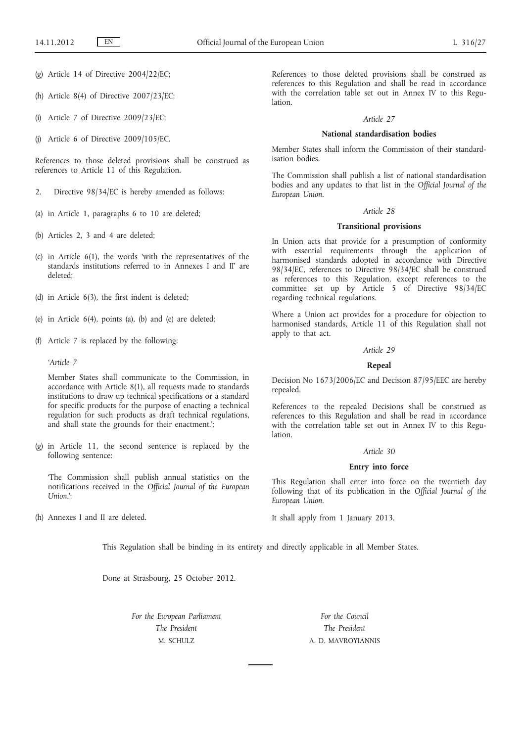(g) Article 14 of Directive 2004/22/EC;

(h) Article 8(4) of Directive 2007/23/EC;

(i) Article 7 of Directive 2009/23/EC;

(j) Article 6 of Directive 2009/105/EC.

References to those deleted provisions shall be construed as references to Article 11 of this Regulation.

2. Directive 98/34/EC is hereby amended as follows:

(a) in Article 1, paragraphs 6 to 10 are deleted;

(b) Articles 2, 3 and 4 are deleted;

(c) in Article 6(1), the words 'with the representatives of the standards institutions referred to in Annexes I and II' are deleted;

(d) in Article 6(3), the first indent is deleted;

(e) in Article 6(4), points (a), (b) and (e) are deleted;

(f) Article 7 is replaced by the following:

'*Article 7*

Member States shall communicate to the Commission, in accordance with Article 8(1), all requests made to standards institutions to draw up technical specifications or a standard for specific products for the purpose of enacting a technical regulation for such products as draft technical regulations, and shall state the grounds for their enactment.';

(g) in Article 11, the second sentence is replaced by the following sentence:

'The Commission shall publish annual statistics on the notifications received in the *Official Journal of the European Union*.';

(h) Annexes I and II are deleted.

References to those deleted provisions shall be construed as references to this Regulation and shall be read in accordance with the correlation table set out in Annex IV to this Regulation.

*Article 27*

**National standardisation bodies**

Member States shall inform the Commission of their standardisation bodies.

The Commission shall publish a list of national standardisation bodies and any updates to that list in the *Official Journal of the European Union*.

*Article 28*

**Transitional provisions**

In Union acts that provide for a presumption of conformity with essential requirements through the application of harmonised standards adopted in accordance with Directive 98/34/EC, references to Directive 98/34/EC shall be construed as references to this Regulation, except references to the committee set up by Article 5 of Directive 98/34/EC regarding technical regulations.

Where a Union act provides for a procedure for objection to harmonised standards, Article 11 of this Regulation shall not apply to that act.

*Article 29*

**Repeal**

Decision No 1673/2006/EC and Decision 87/95/EEC are hereby repealed.

References to the repealed Decisions shall be construed as references to this Regulation and shall be read in accordance with the correlation table set out in Annex IV to this Regulation.

*Article 30*

**Entry into force**

This Regulation shall enter into force on the twentieth day following that of its publication in the *Official Journal of the European Union*.

It shall apply from 1 January 2013.

This Regulation shall be binding in its entirety and directly applicable in all Member States.

Done at Strasbourg, 25 October 2012.

*For the European Parliament*
*The President*
M. SCHULZ

*For the Council*
*The President*
A. D. MAVROYIANNIS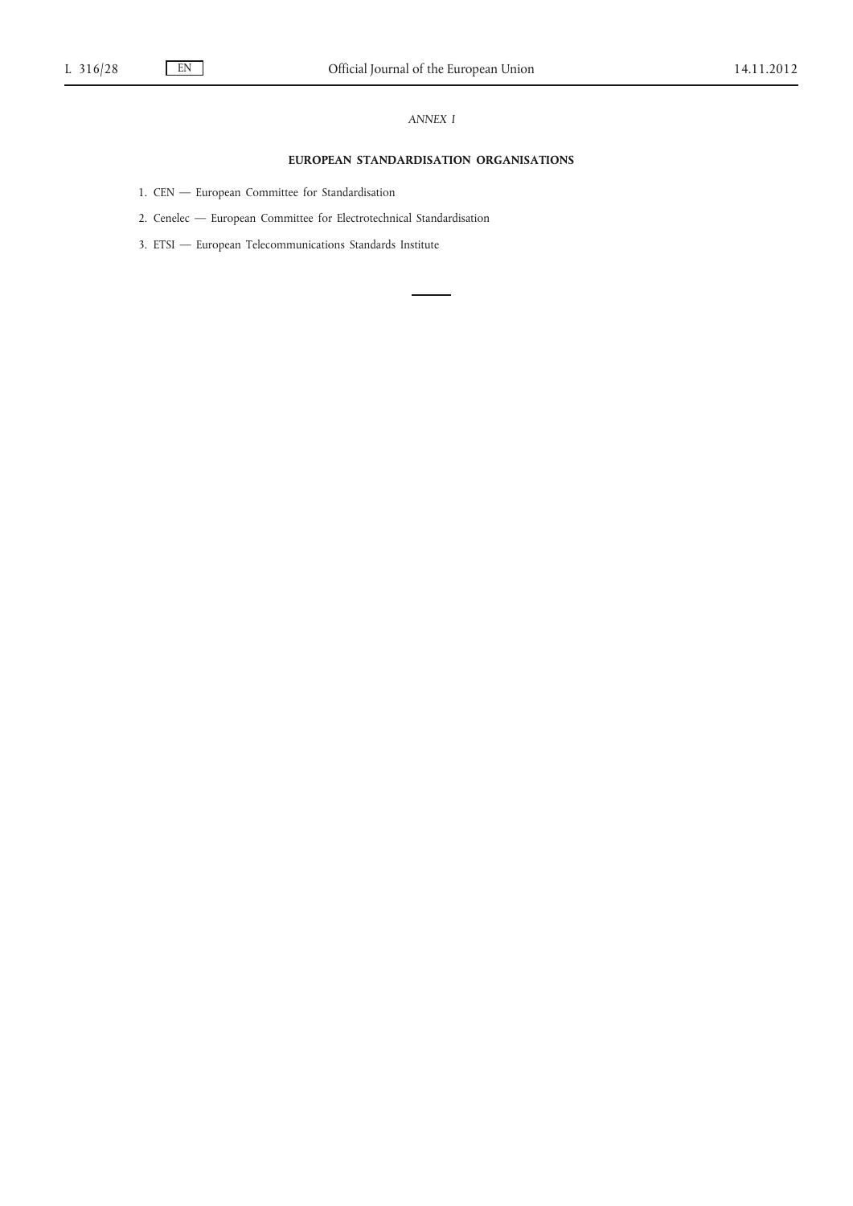*ANNEX I*

## EUROPEAN STANDARDISATION ORGANISATIONS

1. CEN — European Committee for Standardisation
2. Cenelec — European Committee for Electrotechnical Standardisation
3. ETSI — European Telecommunications Standards Institute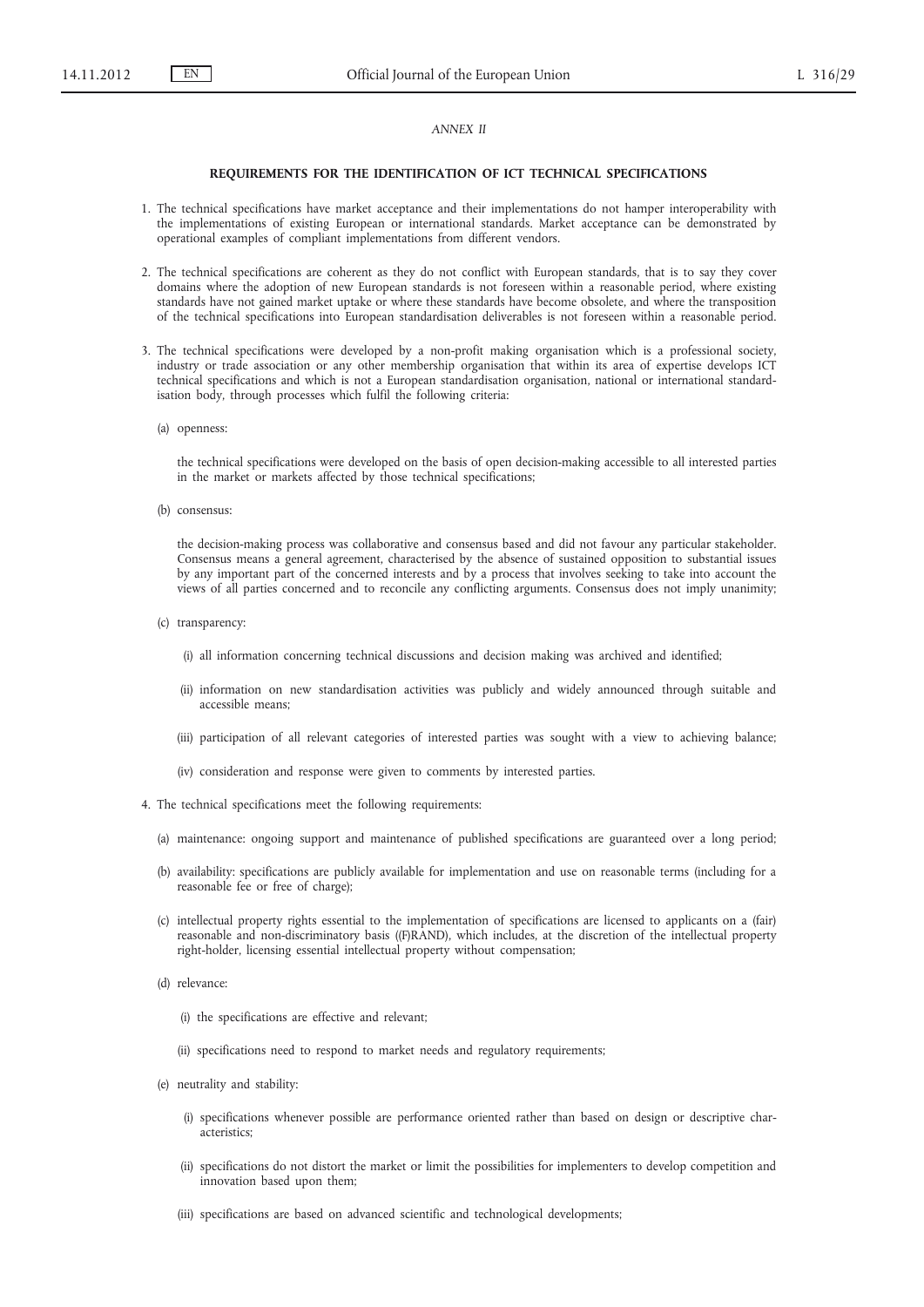*ANNEX II*

**REQUIREMENTS FOR THE IDENTIFICATION OF ICT TECHNICAL SPECIFICATIONS**

1. The technical specifications have market acceptance and their implementations do not hamper interoperability with the implementations of existing European or international standards. Market acceptance can be demonstrated by operational examples of compliant implementations from different vendors.

2. The technical specifications are coherent as they do not conflict with European standards, that is to say they cover domains where the adoption of new European standards is not foreseen within a reasonable period, where existing standards have not gained market uptake or where these standards have become obsolete, and where the transposition of the technical specifications into European standardisation deliverables is not foreseen within a reasonable period.

3. The technical specifications were developed by a non-profit making organisation which is a professional society, industry or trade association or any other membership organisation that within its area of expertise develops ICT technical specifications and which is not a European standardisation organisation, national or international standardisation body, through processes which fulfil the following criteria:

   (a) openness:

   the technical specifications were developed on the basis of open decision-making accessible to all interested parties in the market or markets affected by those technical specifications;

   (b) consensus:

   the decision-making process was collaborative and consensus based and did not favour any particular stakeholder. Consensus means a general agreement, characterised by the absence of sustained opposition to substantial issues by any important part of the concerned interests and by a process that involves seeking to take into account the views of all parties concerned and to reconcile any conflicting arguments. Consensus does not imply unanimity;

   (c) transparency:

      (i) all information concerning technical discussions and decision making was archived and identified;

      (ii) information on new standardisation activities was publicly and widely announced through suitable and accessible means;

      (iii) participation of all relevant categories of interested parties was sought with a view to achieving balance;

      (iv) consideration and response were given to comments by interested parties.

4. The technical specifications meet the following requirements:

   (a) maintenance: ongoing support and maintenance of published specifications are guaranteed over a long period;

   (b) availability: specifications are publicly available for implementation and use on reasonable terms (including for a reasonable fee or free of charge);

   (c) intellectual property rights essential to the implementation of specifications are licensed to applicants on a (fair) reasonable and non-discriminatory basis ((F)RAND), which includes, at the discretion of the intellectual property right-holder, licensing essential intellectual property without compensation;

   (d) relevance:

      (i) the specifications are effective and relevant;

      (ii) specifications need to respond to market needs and regulatory requirements;

   (e) neutrality and stability:

      (i) specifications whenever possible are performance oriented rather than based on design or descriptive characteristics;

      (ii) specifications do not distort the market or limit the possibilities for implementers to develop competition and innovation based upon them;

      (iii) specifications are based on advanced scientific and technological developments;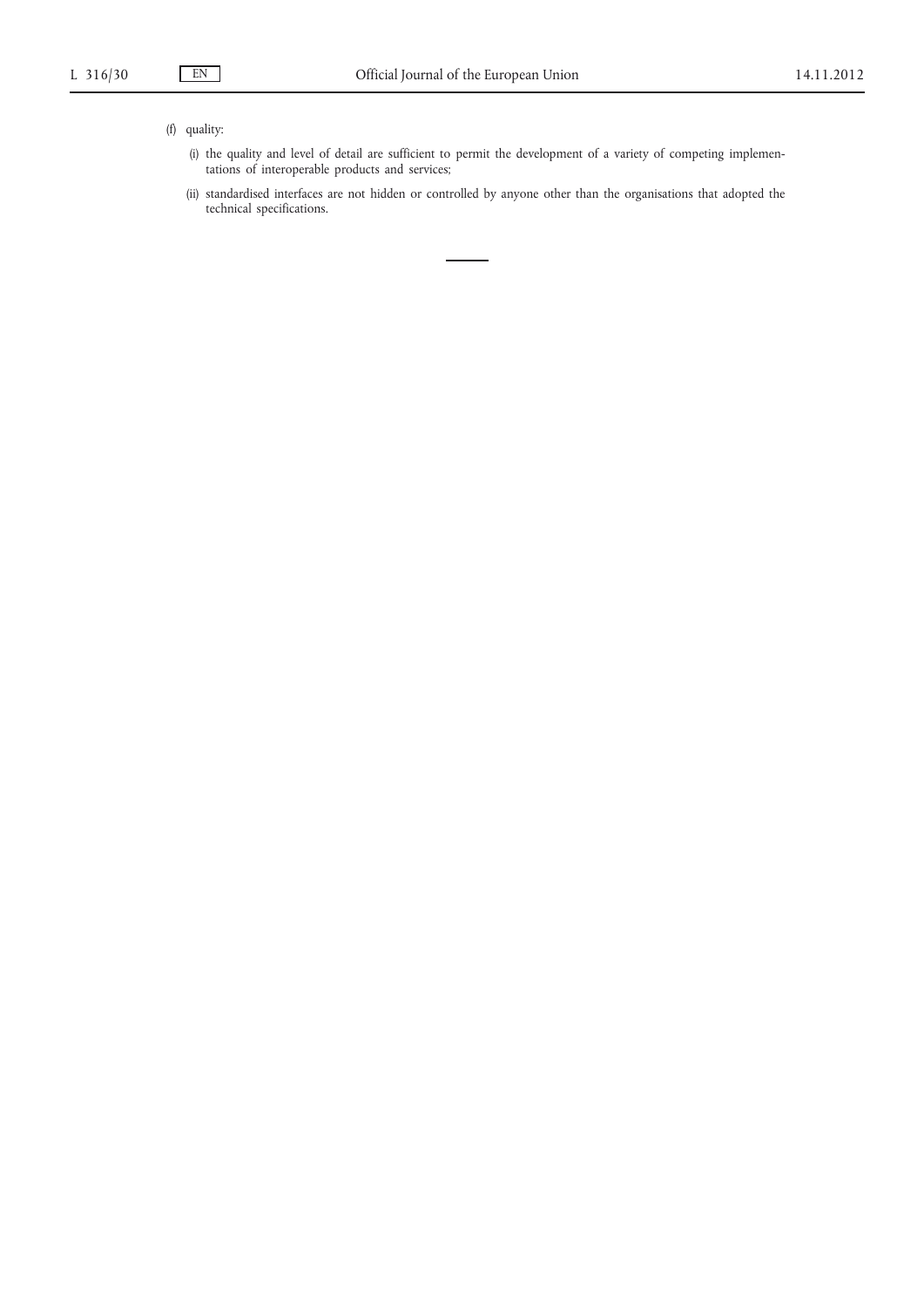(f) quality:

(i) the quality and level of detail are sufficient to permit the development of a variety of competing implementations of interoperable products and services;

(ii) standardised interfaces are not hidden or controlled by anyone other than the organisations that adopted the technical specifications.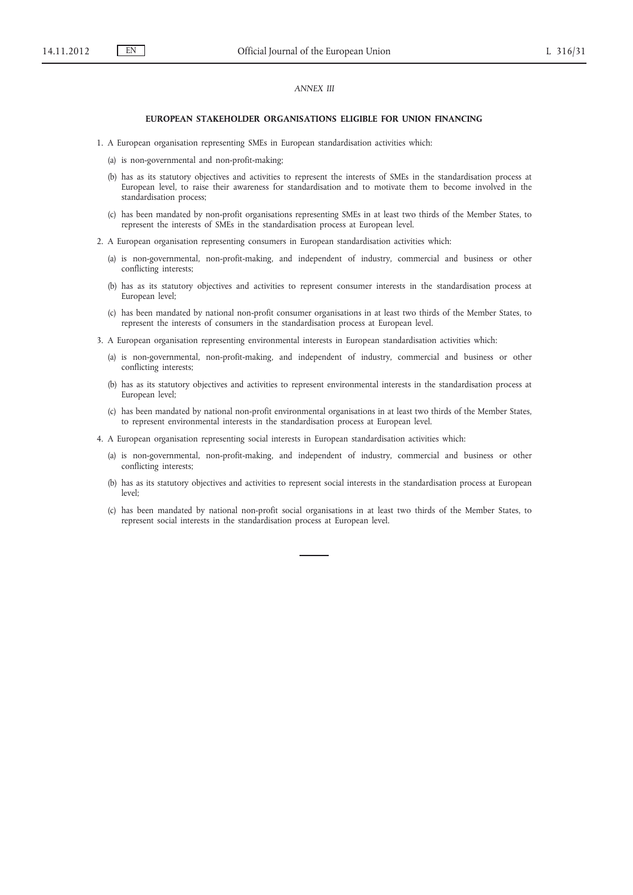*ANNEX III*

**EUROPEAN STAKEHOLDER ORGANISATIONS ELIGIBLE FOR UNION FINANCING**

1. A European organisation representing SMEs in European standardisation activities which:

   (a) is non-governmental and non-profit-making;

   (b) has as its statutory objectives and activities to represent the interests of SMEs in the standardisation process at European level, to raise their awareness for standardisation and to motivate them to become involved in the standardisation process;

   (c) has been mandated by non-profit organisations representing SMEs in at least two thirds of the Member States, to represent the interests of SMEs in the standardisation process at European level.

2. A European organisation representing consumers in European standardisation activities which:

   (a) is non-governmental, non-profit-making, and independent of industry, commercial and business or other conflicting interests;

   (b) has as its statutory objectives and activities to represent consumer interests in the standardisation process at European level;

   (c) has been mandated by national non-profit consumer organisations in at least two thirds of the Member States, to represent the interests of consumers in the standardisation process at European level.

3. A European organisation representing environmental interests in European standardisation activities which:

   (a) is non-governmental, non-profit-making, and independent of industry, commercial and business or other conflicting interests;

   (b) has as its statutory objectives and activities to represent environmental interests in the standardisation process at European level;

   (c) has been mandated by national non-profit environmental organisations in at least two thirds of the Member States, to represent environmental interests in the standardisation process at European level.

4. A European organisation representing social interests in European standardisation activities which:

   (a) is non-governmental, non-profit-making, and independent of industry, commercial and business or other conflicting interests;

   (b) has as its statutory objectives and activities to represent social interests in the standardisation process at European level;

   (c) has been mandated by national non-profit social organisations in at least two thirds of the Member States, to represent social interests in the standardisation process at European level.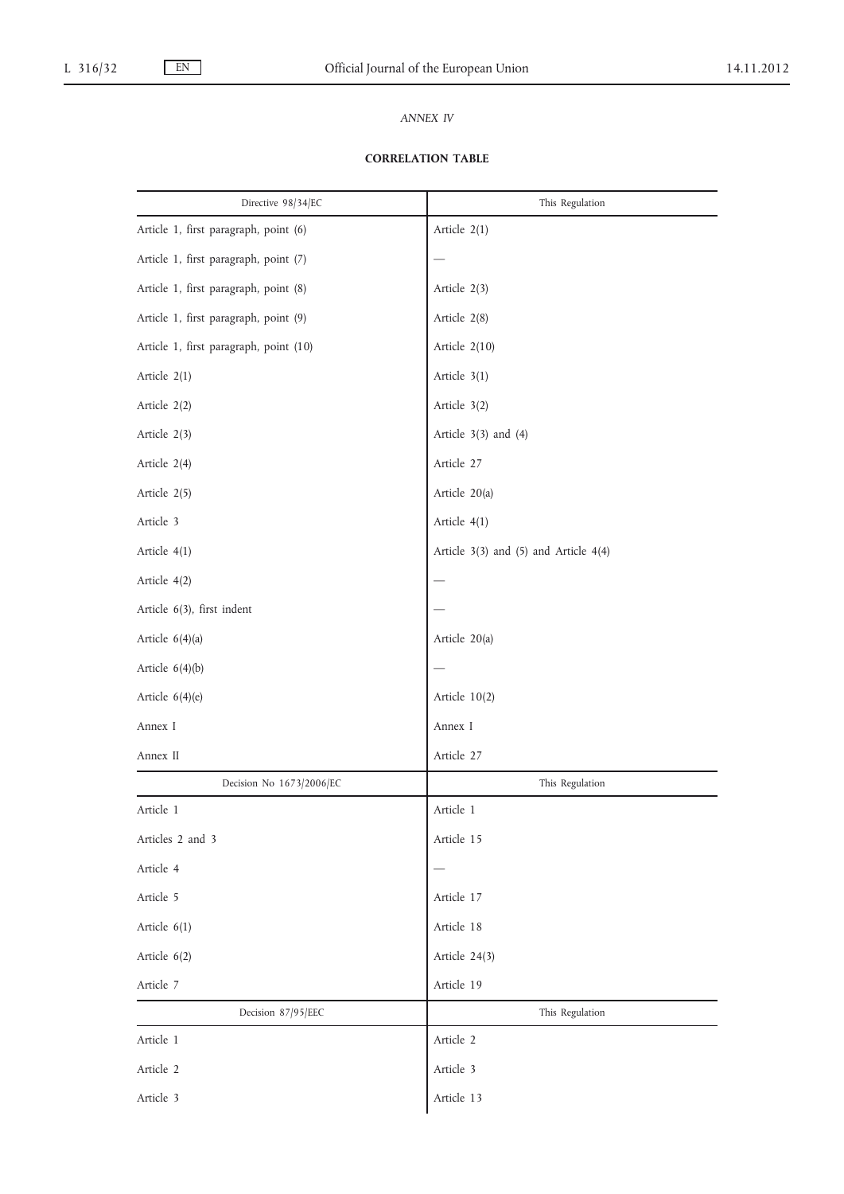*ANNEX IV*

**CORRELATION TABLE**

| Directive 98/34/EC | This Regulation |
|---|---|
| Article 1, first paragraph, point (6) | Article 2(1) |
| Article 1, first paragraph, point (7) | — |
| Article 1, first paragraph, point (8) | Article 2(3) |
| Article 1, first paragraph, point (9) | Article 2(8) |
| Article 1, first paragraph, point (10) | Article 2(10) |
| Article 2(1) | Article 3(1) |
| Article 2(2) | Article 3(2) |
| Article 2(3) | Article 3(3) and (4) |
| Article 2(4) | Article 27 |
| Article 2(5) | Article 20(a) |
| Article 3 | Article 4(1) |
| Article 4(1) | Article 3(3) and (5) and Article 4(4) |
| Article 4(2) | — |
| Article 6(3), first indent | — |
| Article 6(4)(a) | Article 20(a) |
| Article 6(4)(b) | — |
| Article 6(4)(e) | Article 10(2) |
| Annex I | Annex I |
| Annex II | Article 27 |

| Decision No 1673/2006/EC | This Regulation |
|---|---|
| Article 1 | Article 1 |
| Articles 2 and 3 | Article 15 |
| Article 4 | — |
| Article 5 | Article 17 |
| Article 6(1) | Article 18 |
| Article 6(2) | Article 24(3) |
| Article 7 | Article 19 |

| Decision 87/95/EEC | This Regulation |
|---|---|
| Article 1 | Article 2 |
| Article 2 | Article 3 |
| Article 3 | Article 13 |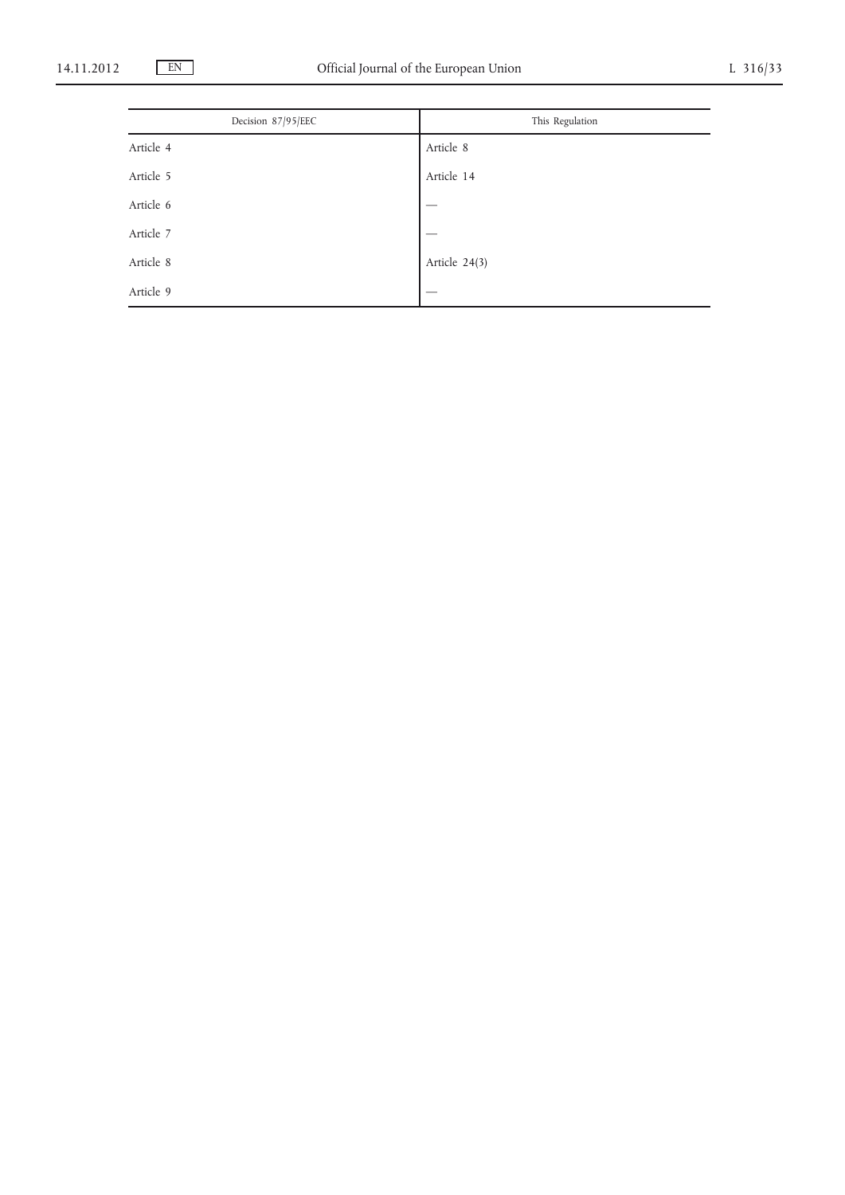| Decision 87/95/EEC | This Regulation |
| --- | --- |
| Article 4 | Article 8 |
| Article 5 | Article 14 |
| Article 6 | — |
| Article 7 | — |
| Article 8 | Article 24(3) |
| Article 9 | — |